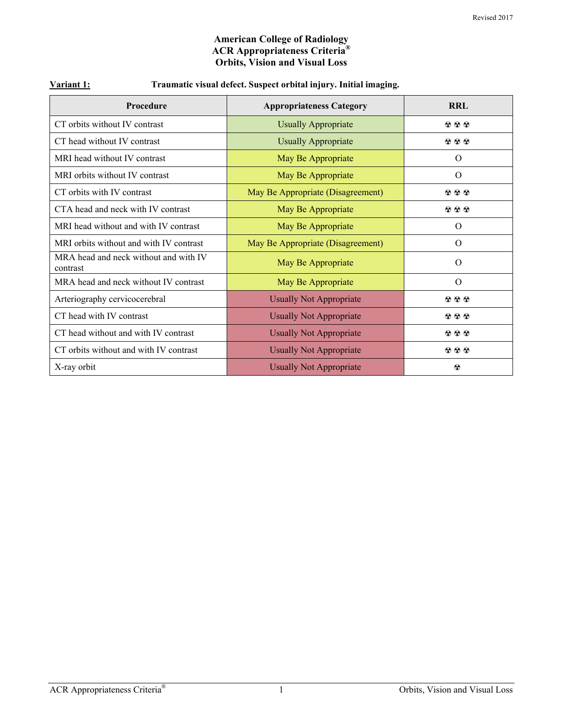# American College of Radiology
# ACR Appropriateness Criteria®
# Orbits, Vision and Visual Loss

**Variant 1:** **Traumatic visual defect. Suspect orbital injury. Initial imaging.**

| Procedure | Appropriateness Category | RRL |
|---|---|---|
| CT orbits without IV contrast | Usually Appropriate | ☢☢☢ |
| CT head without IV contrast | Usually Appropriate | ☢☢☢ |
| MRI head without IV contrast | May Be Appropriate | O |
| MRI orbits without IV contrast | May Be Appropriate | O |
| CT orbits with IV contrast | May Be Appropriate (Disagreement) | ☢☢☢ |
| CTA head and neck with IV contrast | May Be Appropriate | ☢☢☢ |
| MRI head without and with IV contrast | May Be Appropriate | O |
| MRI orbits without and with IV contrast | May Be Appropriate (Disagreement) | O |
| MRA head and neck without and with IV contrast | May Be Appropriate | O |
| MRA head and neck without IV contrast | May Be Appropriate | O |
| Arteriography cervicocerebral | Usually Not Appropriate | ☢☢☢ |
| CT head with IV contrast | Usually Not Appropriate | ☢☢☢ |
| CT head without and with IV contrast | Usually Not Appropriate | ☢☢☢ |
| CT orbits without and with IV contrast | Usually Not Appropriate | ☢☢☢ |
| X-ray orbit | Usually Not Appropriate | ☢ |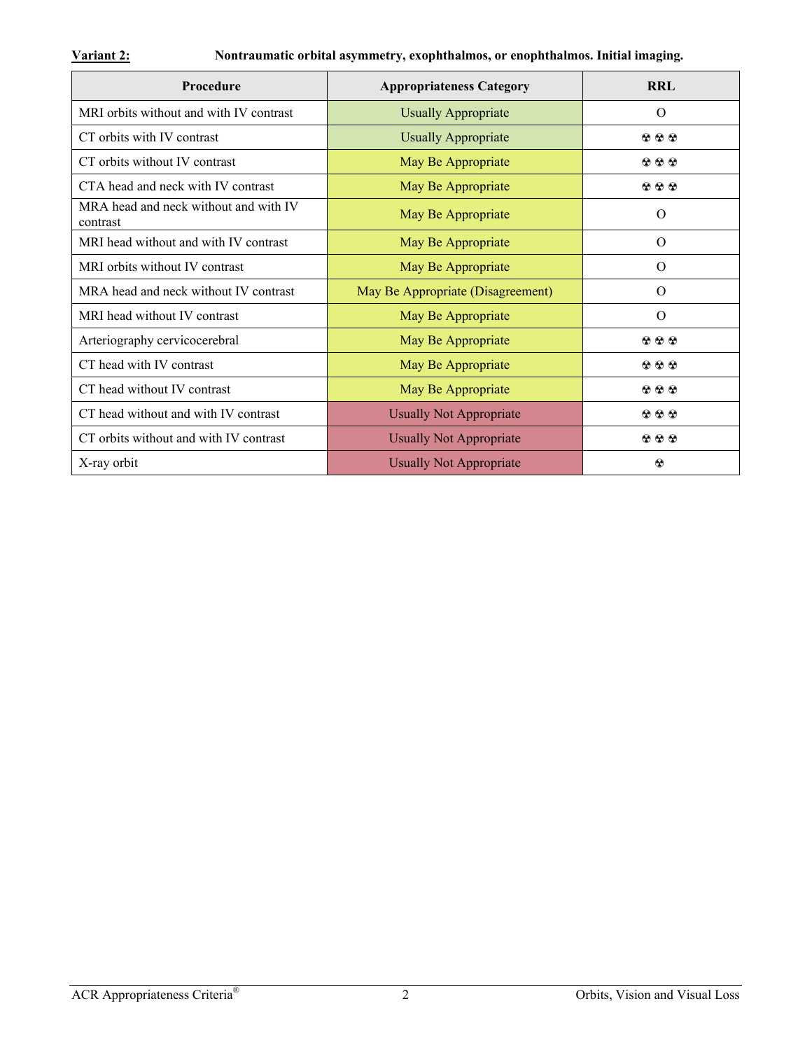**Variant 2:** **Nontraumatic orbital asymmetry, exophthalmos, or enophthalmos. Initial imaging.**

| Procedure | Appropriateness Category | RRL |
|---|---|---|
| MRI orbits without and with IV contrast | Usually Appropriate | O |
| CT orbits with IV contrast | Usually Appropriate | ☢☢☢ |
| CT orbits without IV contrast | May Be Appropriate | ☢☢☢ |
| CTA head and neck with IV contrast | May Be Appropriate | ☢☢☢ |
| MRA head and neck without and with IV contrast | May Be Appropriate | O |
| MRI head without and with IV contrast | May Be Appropriate | O |
| MRI orbits without IV contrast | May Be Appropriate | O |
| MRA head and neck without IV contrast | May Be Appropriate (Disagreement) | O |
| MRI head without IV contrast | May Be Appropriate | O |
| Arteriography cervicocerebral | May Be Appropriate | ☢☢☢ |
| CT head with IV contrast | May Be Appropriate | ☢☢☢ |
| CT head without IV contrast | May Be Appropriate | ☢☢☢ |
| CT head without and with IV contrast | Usually Not Appropriate | ☢☢☢ |
| CT orbits without and with IV contrast | Usually Not Appropriate | ☢☢☢ |
| X-ray orbit | Usually Not Appropriate | ☢ |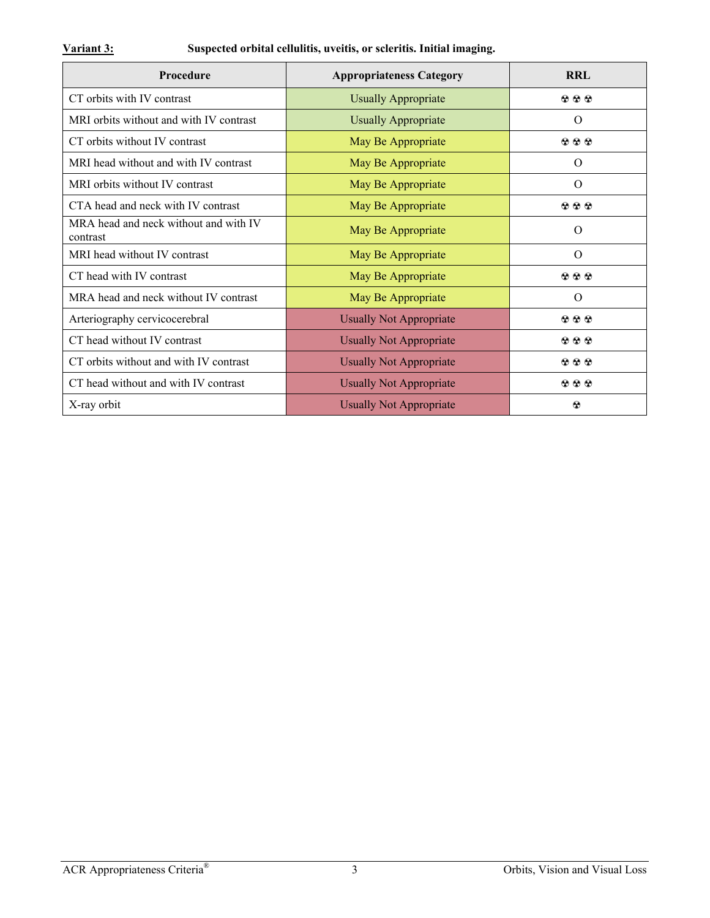**Variant 3:** **Suspected orbital cellulitis, uveitis, or scleritis. Initial imaging.**

| Procedure | Appropriateness Category | RRL |
| --- | --- | --- |
| CT orbits with IV contrast | Usually Appropriate | ☢☢☢ |
| MRI orbits without and with IV contrast | Usually Appropriate | O |
| CT orbits without IV contrast | May Be Appropriate | ☢☢☢ |
| MRI head without and with IV contrast | May Be Appropriate | O |
| MRI orbits without IV contrast | May Be Appropriate | O |
| CTA head and neck with IV contrast | May Be Appropriate | ☢☢☢ |
| MRA head and neck without and with IV contrast | May Be Appropriate | O |
| MRI head without IV contrast | May Be Appropriate | O |
| CT head with IV contrast | May Be Appropriate | ☢☢☢ |
| MRA head and neck without IV contrast | May Be Appropriate | O |
| Arteriography cervicocerebral | Usually Not Appropriate | ☢☢☢ |
| CT head without IV contrast | Usually Not Appropriate | ☢☢☢ |
| CT orbits without and with IV contrast | Usually Not Appropriate | ☢☢☢ |
| CT head without and with IV contrast | Usually Not Appropriate | ☢☢☢ |
| X-ray orbit | Usually Not Appropriate | ☢ |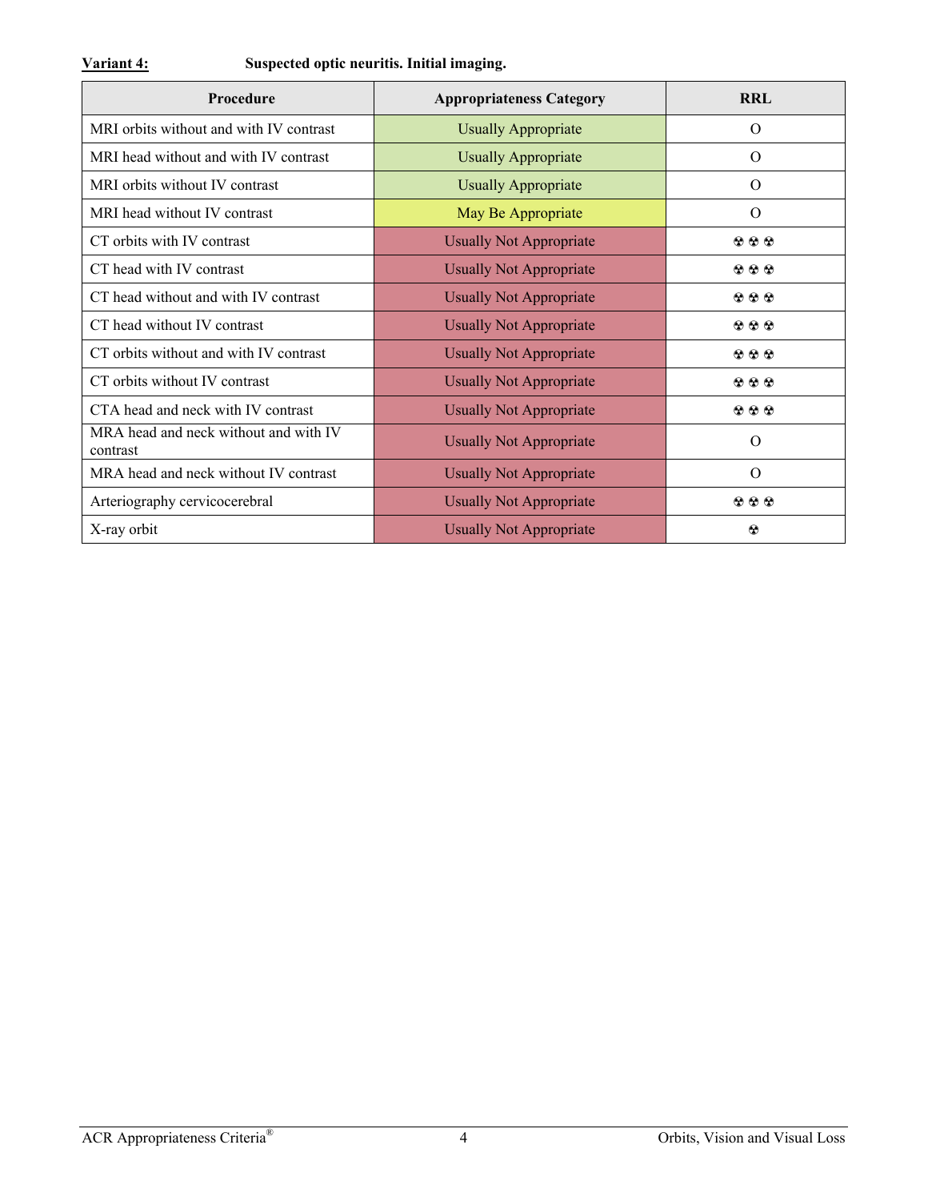**Variant 4:** **Suspected optic neuritis. Initial imaging.**

| Procedure | Appropriateness Category | RRL |
|---|---|---|
| MRI orbits without and with IV contrast | Usually Appropriate | O |
| MRI head without and with IV contrast | Usually Appropriate | O |
| MRI orbits without IV contrast | Usually Appropriate | O |
| MRI head without IV contrast | May Be Appropriate | O |
| CT orbits with IV contrast | Usually Not Appropriate | ☢☢☢ |
| CT head with IV contrast | Usually Not Appropriate | ☢☢☢ |
| CT head without and with IV contrast | Usually Not Appropriate | ☢☢☢ |
| CT head without IV contrast | Usually Not Appropriate | ☢☢☢ |
| CT orbits without and with IV contrast | Usually Not Appropriate | ☢☢☢ |
| CT orbits without IV contrast | Usually Not Appropriate | ☢☢☢ |
| CTA head and neck with IV contrast | Usually Not Appropriate | ☢☢☢ |
| MRA head and neck without and with IV contrast | Usually Not Appropriate | O |
| MRA head and neck without IV contrast | Usually Not Appropriate | O |
| Arteriography cervicocerebral | Usually Not Appropriate | ☢☢☢ |
| X-ray orbit | Usually Not Appropriate | ☢ |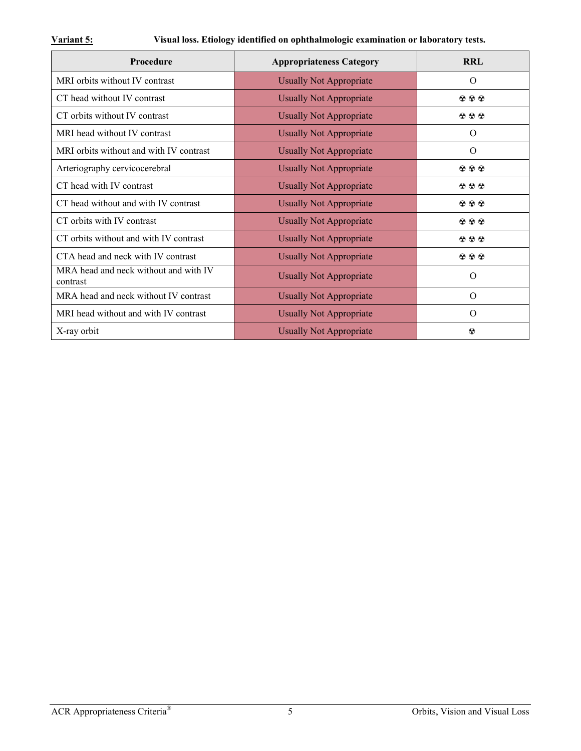**Variant 5:** **Visual loss. Etiology identified on ophthalmologic examination or laboratory tests.**

| Procedure | Appropriateness Category | RRL |
|---|---|---|
| MRI orbits without IV contrast | Usually Not Appropriate | O |
| CT head without IV contrast | Usually Not Appropriate | ☢☢☢ |
| CT orbits without IV contrast | Usually Not Appropriate | ☢☢☢ |
| MRI head without IV contrast | Usually Not Appropriate | O |
| MRI orbits without and with IV contrast | Usually Not Appropriate | O |
| Arteriography cervicocerebral | Usually Not Appropriate | ☢☢☢ |
| CT head with IV contrast | Usually Not Appropriate | ☢☢☢ |
| CT head without and with IV contrast | Usually Not Appropriate | ☢☢☢ |
| CT orbits with IV contrast | Usually Not Appropriate | ☢☢☢ |
| CT orbits without and with IV contrast | Usually Not Appropriate | ☢☢☢ |
| CTA head and neck with IV contrast | Usually Not Appropriate | ☢☢☢ |
| MRA head and neck without and with IV contrast | Usually Not Appropriate | O |
| MRA head and neck without IV contrast | Usually Not Appropriate | O |
| MRI head without and with IV contrast | Usually Not Appropriate | O |
| X-ray orbit | Usually Not Appropriate | ☢ |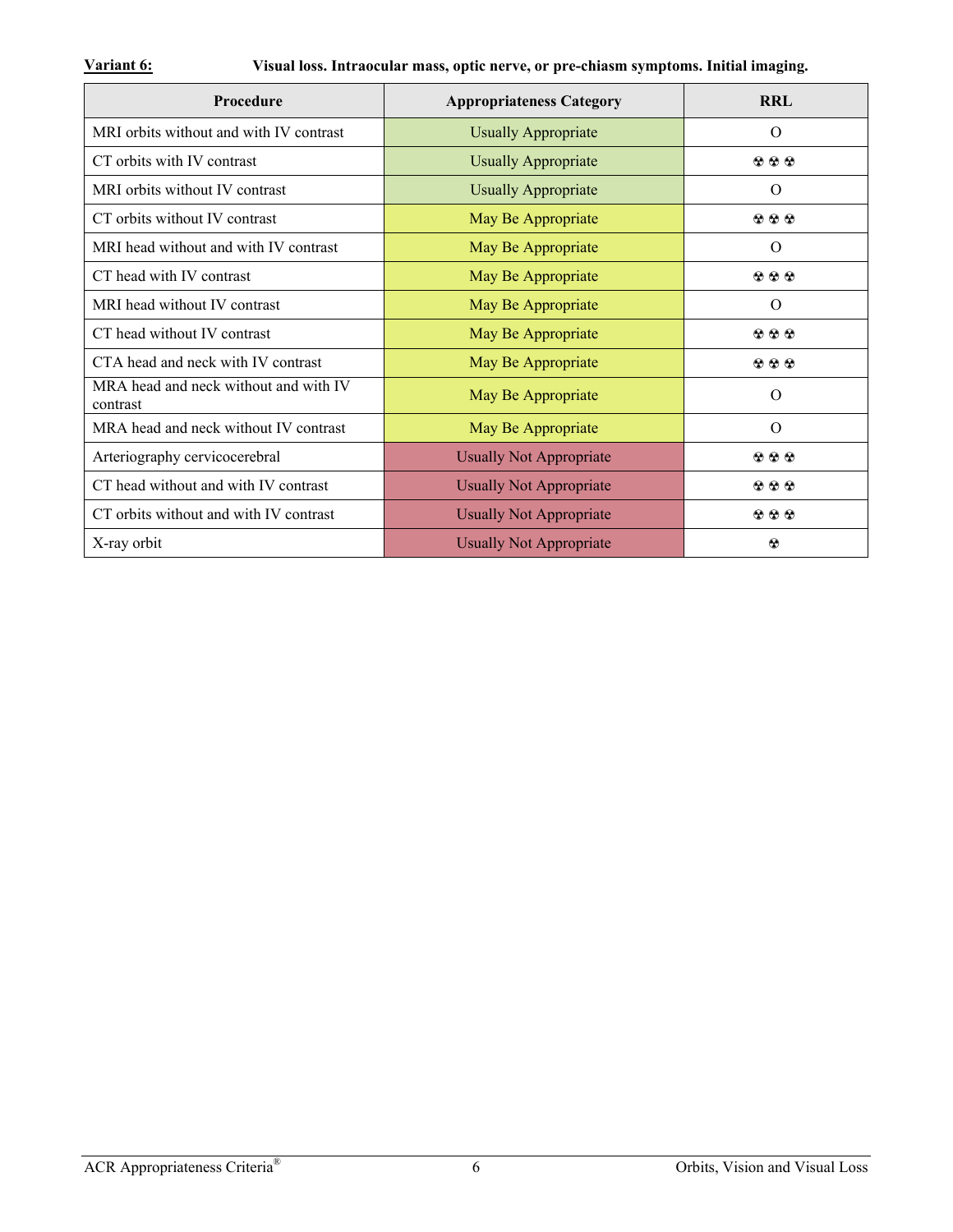**Variant 6:** **Visual loss. Intraocular mass, optic nerve, or pre-chiasm symptoms. Initial imaging.**

| Procedure | Appropriateness Category | RRL |
|---|---|---|
| MRI orbits without and with IV contrast | Usually Appropriate | O |
| CT orbits with IV contrast | Usually Appropriate | ☢☢☢ |
| MRI orbits without IV contrast | Usually Appropriate | O |
| CT orbits without IV contrast | May Be Appropriate | ☢☢☢ |
| MRI head without and with IV contrast | May Be Appropriate | O |
| CT head with IV contrast | May Be Appropriate | ☢☢☢ |
| MRI head without IV contrast | May Be Appropriate | O |
| CT head without IV contrast | May Be Appropriate | ☢☢☢ |
| CTA head and neck with IV contrast | May Be Appropriate | ☢☢☢ |
| MRA head and neck without and with IV contrast | May Be Appropriate | O |
| MRA head and neck without IV contrast | May Be Appropriate | O |
| Arteriography cervicocerebral | Usually Not Appropriate | ☢☢☢ |
| CT head without and with IV contrast | Usually Not Appropriate | ☢☢☢ |
| CT orbits without and with IV contrast | Usually Not Appropriate | ☢☢☢ |
| X-ray orbit | Usually Not Appropriate | ☢ |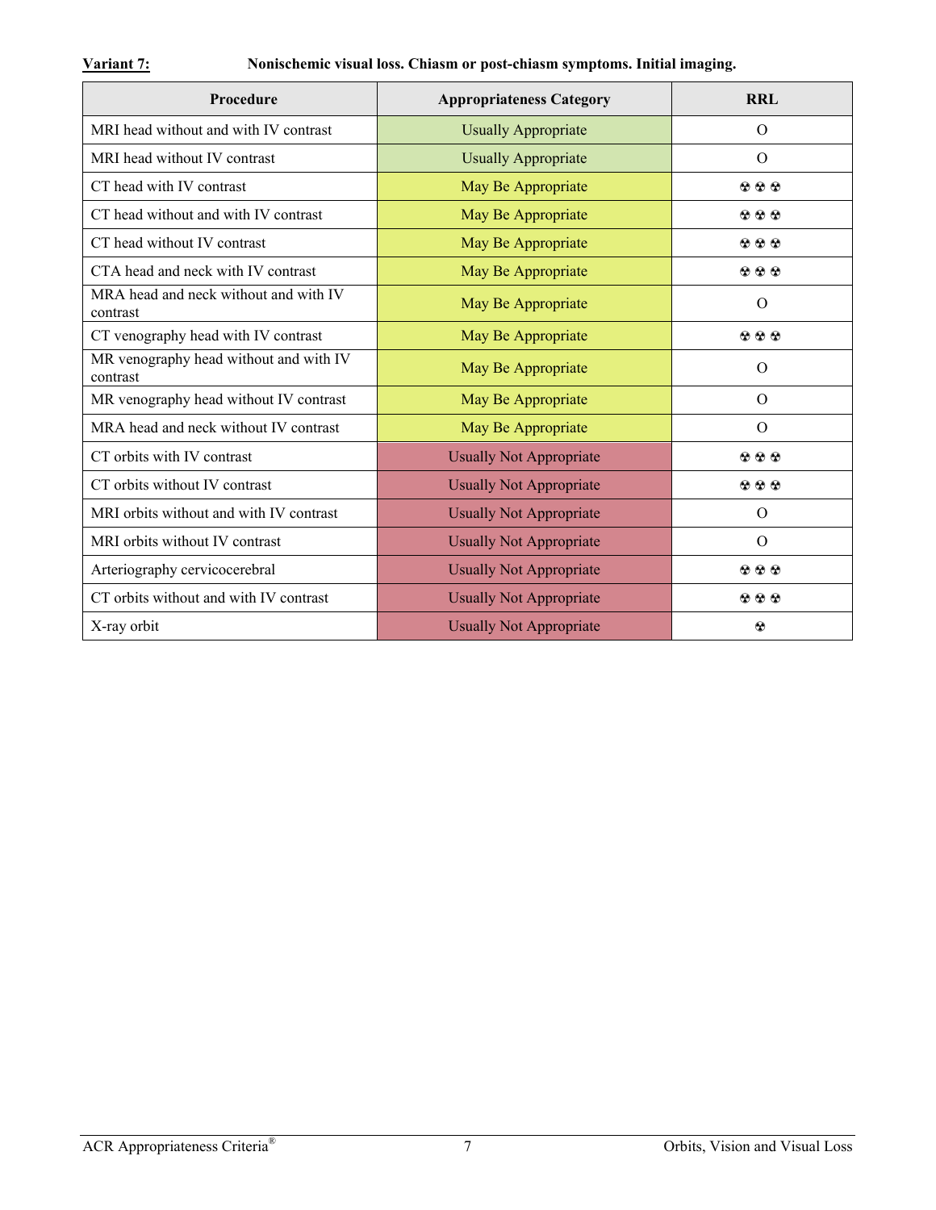**Variant 7:** **Nonischemic visual loss. Chiasm or post-chiasm symptoms. Initial imaging.**

| Procedure | Appropriateness Category | RRL |
|---|---|---|
| MRI head without and with IV contrast | Usually Appropriate | O |
| MRI head without IV contrast | Usually Appropriate | O |
| CT head with IV contrast | May Be Appropriate | ☢☢☢ |
| CT head without and with IV contrast | May Be Appropriate | ☢☢☢ |
| CT head without IV contrast | May Be Appropriate | ☢☢☢ |
| CTA head and neck with IV contrast | May Be Appropriate | ☢☢☢ |
| MRA head and neck without and with IV contrast | May Be Appropriate | O |
| CT venography head with IV contrast | May Be Appropriate | ☢☢☢ |
| MR venography head without and with IV contrast | May Be Appropriate | O |
| MR venography head without IV contrast | May Be Appropriate | O |
| MRA head and neck without IV contrast | May Be Appropriate | O |
| CT orbits with IV contrast | Usually Not Appropriate | ☢☢☢ |
| CT orbits without IV contrast | Usually Not Appropriate | ☢☢☢ |
| MRI orbits without and with IV contrast | Usually Not Appropriate | O |
| MRI orbits without IV contrast | Usually Not Appropriate | O |
| Arteriography cervicocerebral | Usually Not Appropriate | ☢☢☢ |
| CT orbits without and with IV contrast | Usually Not Appropriate | ☢☢☢ |
| X-ray orbit | Usually Not Appropriate | ☢ |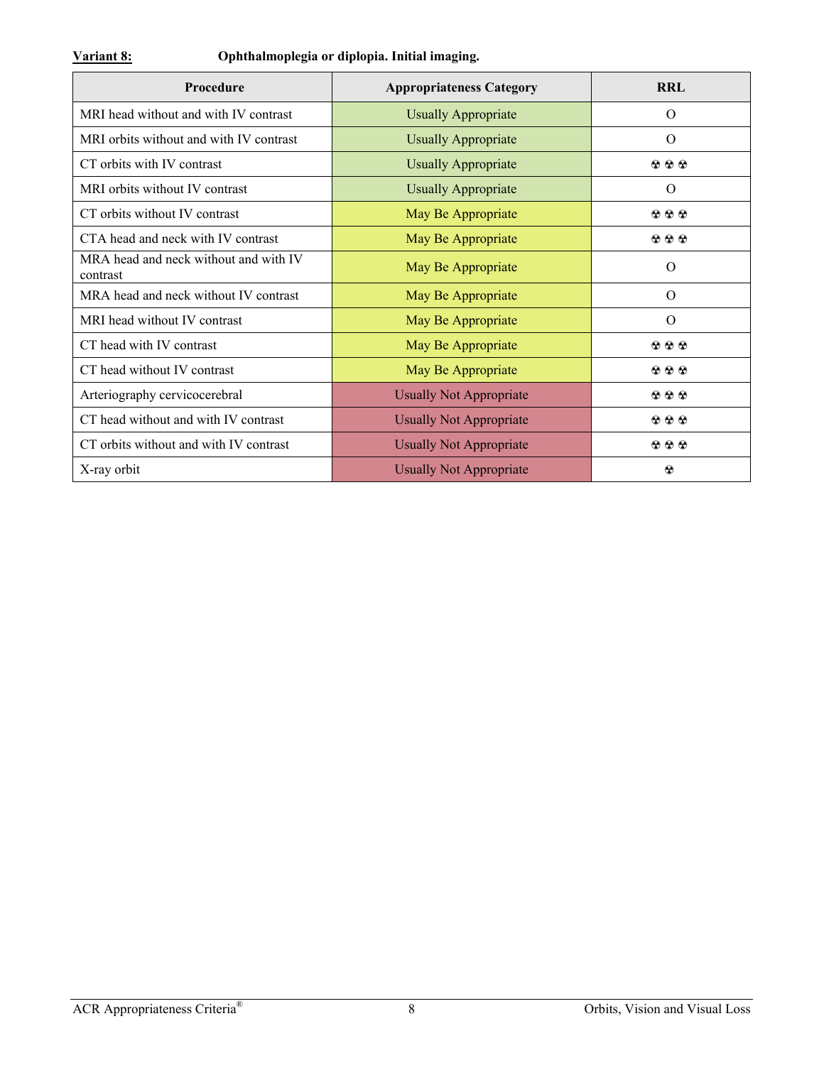**Variant 8:** **Ophthalmoplegia or diplopia. Initial imaging.**

| Procedure | Appropriateness Category | RRL |
|---|---|---|
| MRI head without and with IV contrast | Usually Appropriate | O |
| MRI orbits without and with IV contrast | Usually Appropriate | O |
| CT orbits with IV contrast | Usually Appropriate | ☢☢☢ |
| MRI orbits without IV contrast | Usually Appropriate | O |
| CT orbits without IV contrast | May Be Appropriate | ☢☢☢ |
| CTA head and neck with IV contrast | May Be Appropriate | ☢☢☢ |
| MRA head and neck without and with IV contrast | May Be Appropriate | O |
| MRA head and neck without IV contrast | May Be Appropriate | O |
| MRI head without IV contrast | May Be Appropriate | O |
| CT head with IV contrast | May Be Appropriate | ☢☢☢ |
| CT head without IV contrast | May Be Appropriate | ☢☢☢ |
| Arteriography cervicocerebral | Usually Not Appropriate | ☢☢☢ |
| CT head without and with IV contrast | Usually Not Appropriate | ☢☢☢ |
| CT orbits without and with IV contrast | Usually Not Appropriate | ☢☢☢ |
| X-ray orbit | Usually Not Appropriate | ☢ |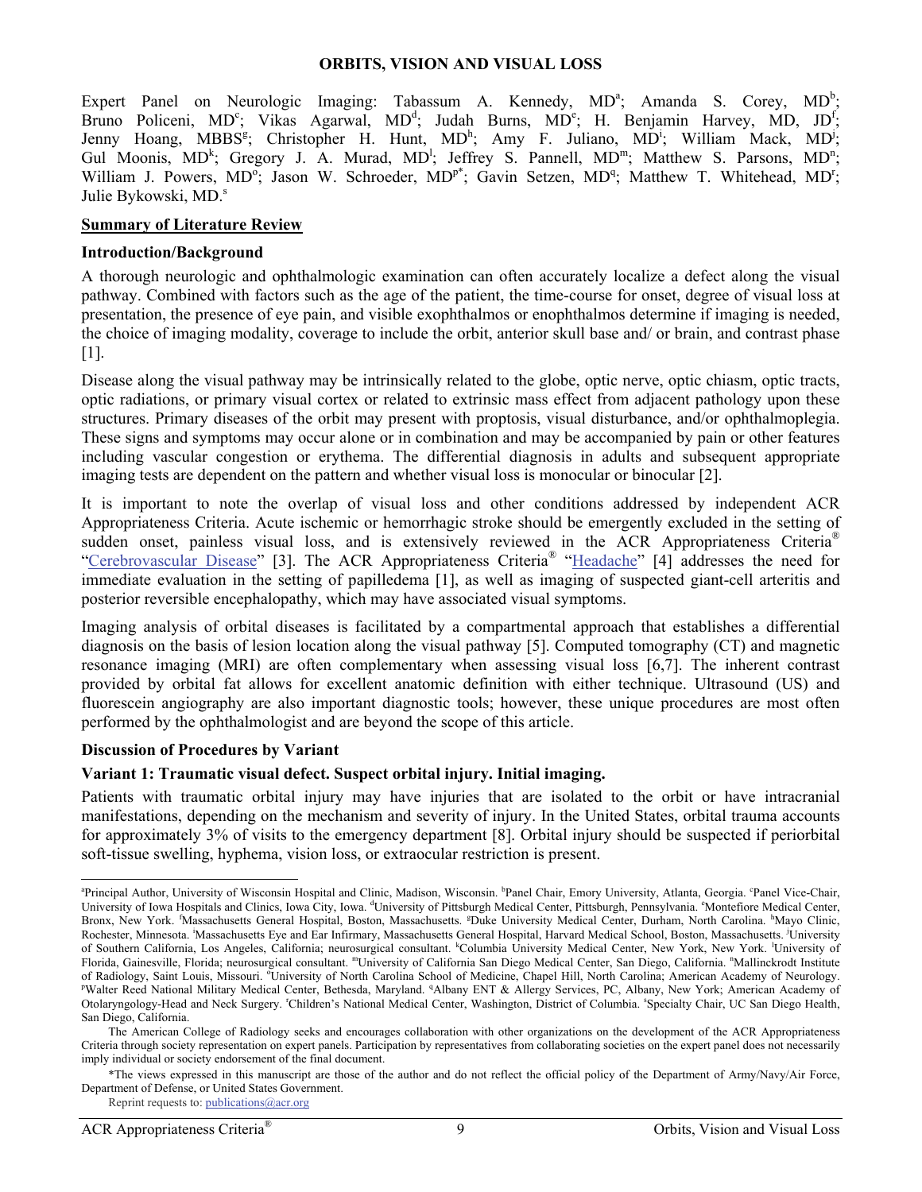# ORBITS, VISION AND VISUAL LOSS

Expert Panel on Neurologic Imaging: Tabassum A. Kennedy, MD[a]; Amanda S. Corey, MD[b]; Bruno Policeni, MD[c]; Vikas Agarwal, MD[d]; Judah Burns, MD[e]; H. Benjamin Harvey, MD, JD[f]; Jenny Hoang, MBBS[g]; Christopher H. Hunt, MD[h]; Amy F. Juliano, MD[i]; William Mack, MD[j]; Gul Moonis, MD[k]; Gregory J. A. Murad, MD[l]; Jeffrey S. Pannell, MD[m]; Matthew S. Parsons, MD[n]; William J. Powers, MD[o]; Jason W. Schroeder, MD[p*]; Gavin Setzen, MD[q]; Matthew T. Whitehead, MD[r]; Julie Bykowski, MD.[s]

## Summary of Literature Review

### Introduction/Background

A thorough neurologic and ophthalmologic examination can often accurately localize a defect along the visual pathway. Combined with factors such as the age of the patient, the time-course for onset, degree of visual loss at presentation, the presence of eye pain, and visible exophthalmos or enophthalmos determine if imaging is needed, the choice of imaging modality, coverage to include the orbit, anterior skull base and/ or brain, and contrast phase [1].

Disease along the visual pathway may be intrinsically related to the globe, optic nerve, optic chiasm, optic tracts, optic radiations, or primary visual cortex or related to extrinsic mass effect from adjacent pathology upon these structures. Primary diseases of the orbit may present with proptosis, visual disturbance, and/or ophthalmoplegia. These signs and symptoms may occur alone or in combination and may be accompanied by pain or other features including vascular congestion or erythema. The differential diagnosis in adults and subsequent appropriate imaging tests are dependent on the pattern and whether visual loss is monocular or binocular [2].

It is important to note the overlap of visual loss and other conditions addressed by independent ACR Appropriateness Criteria. Acute ischemic or hemorrhagic stroke should be emergently excluded in the setting of sudden onset, painless visual loss, and is extensively reviewed in the ACR Appropriateness Criteria® "Cerebrovascular Disease" [3]. The ACR Appropriateness Criteria® "Headache" [4] addresses the need for immediate evaluation in the setting of papilledema [1], as well as imaging of suspected giant-cell arteritis and posterior reversible encephalopathy, which may have associated visual symptoms.

Imaging analysis of orbital diseases is facilitated by a compartmental approach that establishes a differential diagnosis on the basis of lesion location along the visual pathway [5]. Computed tomography (CT) and magnetic resonance imaging (MRI) are often complementary when assessing visual loss [6,7]. The inherent contrast provided by orbital fat allows for excellent anatomic definition with either technique. Ultrasound (US) and fluorescein angiography are also important diagnostic tools; however, these unique procedures are most often performed by the ophthalmologist and are beyond the scope of this article.

### Discussion of Procedures by Variant

### Variant 1: Traumatic visual defect. Suspect orbital injury. Initial imaging.

Patients with traumatic orbital injury may have injuries that are isolated to the orbit or have intracranial manifestations, depending on the mechanism and severity of injury. In the United States, orbital trauma accounts for approximately 3% of visits to the emergency department [8]. Orbital injury should be suspected if periorbital soft-tissue swelling, hyphema, vision loss, or extraocular restriction is present.

---

[a]Principal Author, University of Wisconsin Hospital and Clinic, Madison, Wisconsin. [b]Panel Chair, Emory University, Atlanta, Georgia. [c]Panel Vice-Chair, University of Iowa Hospitals and Clinics, Iowa City, Iowa. [d]University of Pittsburgh Medical Center, Pittsburgh, Pennsylvania. [e]Montefiore Medical Center, Bronx, New York. [f]Massachusetts General Hospital, Boston, Massachusetts. [g]Duke University Medical Center, Durham, North Carolina. [h]Mayo Clinic, Rochester, Minnesota. [i]Massachusetts Eye and Ear Infirmary, Massachusetts General Hospital, Harvard Medical School, Boston, Massachusetts. [j]University of Southern California, Los Angeles, California; neurosurgical consultant. [k]Columbia University Medical Center, New York, New York. [l]University of Florida, Gainesville, Florida; neurosurgical consultant. [m]University of California San Diego Medical Center, San Diego, California. [n]Mallinckrodt Institute of Radiology, Saint Louis, Missouri. [o]University of North Carolina School of Medicine, Chapel Hill, North Carolina; American Academy of Neurology. [p]Walter Reed National Military Medical Center, Bethesda, Maryland. [q]Albany ENT & Allergy Services, PC, Albany, New York; American Academy of Otolaryngology-Head and Neck Surgery. [r]Children's National Medical Center, Washington, District of Columbia. [s]Specialty Chair, UC San Diego Health, San Diego, California.

The American College of Radiology seeks and encourages collaboration with other organizations on the development of the ACR Appropriateness Criteria through society representation on expert panels. Participation by representatives from collaborating societies on the expert panel does not necessarily imply individual or society endorsement of the final document.

*The views expressed in this manuscript are those of the author and do not reflect the official policy of the Department of Army/Navy/Air Force, Department of Defense, or United States Government.

Reprint requests to: publications@acr.org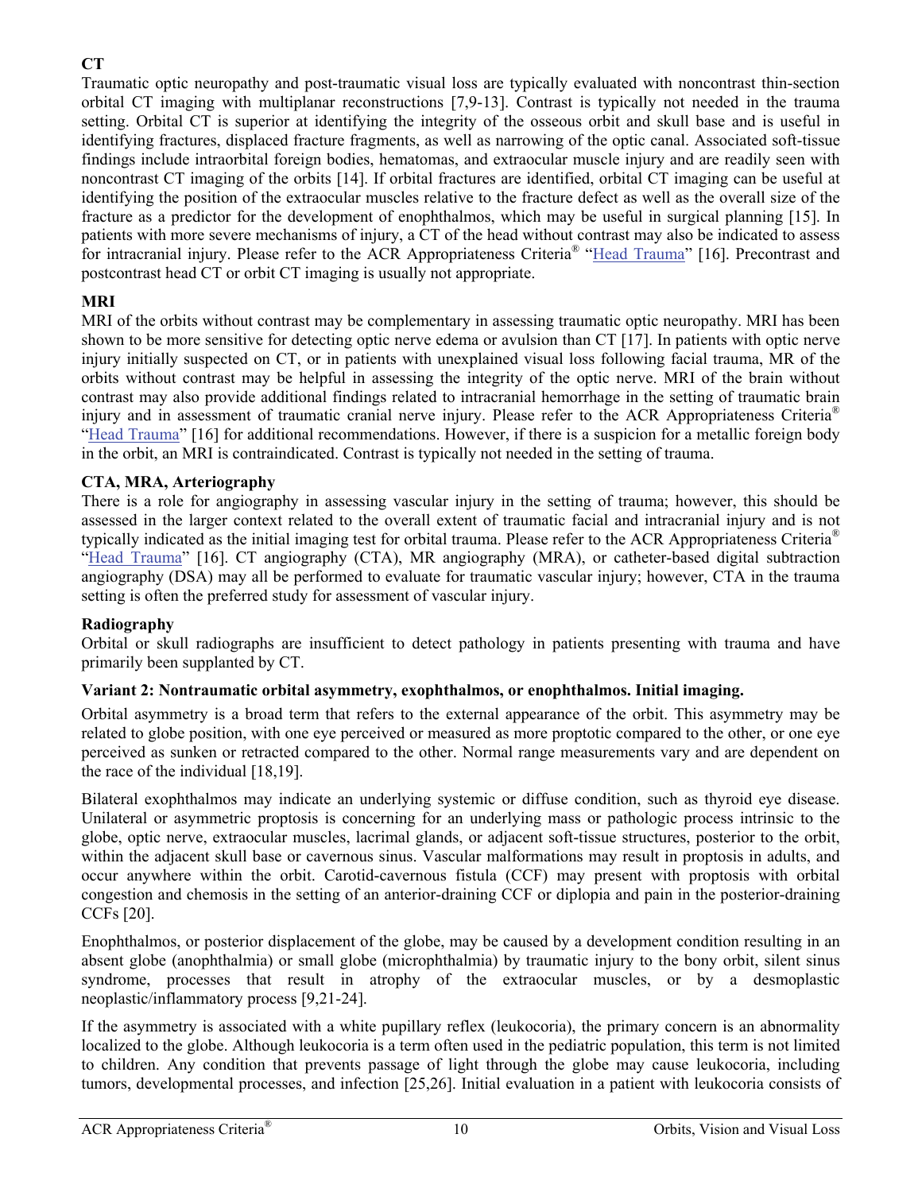**CT**

Traumatic optic neuropathy and post-traumatic visual loss are typically evaluated with noncontrast thin-section orbital CT imaging with multiplanar reconstructions [7,9-13]. Contrast is typically not needed in the trauma setting. Orbital CT is superior at identifying the integrity of the osseous orbit and skull base and is useful in identifying fractures, displaced fracture fragments, as well as narrowing of the optic canal. Associated soft-tissue findings include intraorbital foreign bodies, hematomas, and extraocular muscle injury and are readily seen with noncontrast CT imaging of the orbits [14]. If orbital fractures are identified, orbital CT imaging can be useful at identifying the position of the extraocular muscles relative to the fracture defect as well as the overall size of the fracture as a predictor for the development of enophthalmos, which may be useful in surgical planning [15]. In patients with more severe mechanisms of injury, a CT of the head without contrast may also be indicated to assess for intracranial injury. Please refer to the ACR Appropriateness Criteria® "Head Trauma" [16]. Precontrast and postcontrast head CT or orbit CT imaging is usually not appropriate.

**MRI**

MRI of the orbits without contrast may be complementary in assessing traumatic optic neuropathy. MRI has been shown to be more sensitive for detecting optic nerve edema or avulsion than CT [17]. In patients with optic nerve injury initially suspected on CT, or in patients with unexplained visual loss following facial trauma, MR of the orbits without contrast may be helpful in assessing the integrity of the optic nerve. MRI of the brain without contrast may also provide additional findings related to intracranial hemorrhage in the setting of traumatic brain injury and in assessment of traumatic cranial nerve injury. Please refer to the ACR Appropriateness Criteria® "Head Trauma" [16] for additional recommendations. However, if there is a suspicion for a metallic foreign body in the orbit, an MRI is contraindicated. Contrast is typically not needed in the setting of trauma.

**CTA, MRA, Arteriography**

There is a role for angiography in assessing vascular injury in the setting of trauma; however, this should be assessed in the larger context related to the overall extent of traumatic facial and intracranial injury and is not typically indicated as the initial imaging test for orbital trauma. Please refer to the ACR Appropriateness Criteria® "Head Trauma" [16]. CT angiography (CTA), MR angiography (MRA), or catheter-based digital subtraction angiography (DSA) may all be performed to evaluate for traumatic vascular injury; however, CTA in the trauma setting is often the preferred study for assessment of vascular injury.

**Radiography**

Orbital or skull radiographs are insufficient to detect pathology in patients presenting with trauma and have primarily been supplanted by CT.

**Variant 2: Nontraumatic orbital asymmetry, exophthalmos, or enophthalmos. Initial imaging.**

Orbital asymmetry is a broad term that refers to the external appearance of the orbit. This asymmetry may be related to globe position, with one eye perceived or measured as more proptotic compared to the other, or one eye perceived as sunken or retracted compared to the other. Normal range measurements vary and are dependent on the race of the individual [18,19].

Bilateral exophthalmos may indicate an underlying systemic or diffuse condition, such as thyroid eye disease. Unilateral or asymmetric proptosis is concerning for an underlying mass or pathologic process intrinsic to the globe, optic nerve, extraocular muscles, lacrimal glands, or adjacent soft-tissue structures, posterior to the orbit, within the adjacent skull base or cavernous sinus. Vascular malformations may result in proptosis in adults, and occur anywhere within the orbit. Carotid-cavernous fistula (CCF) may present with proptosis with orbital congestion and chemosis in the setting of an anterior-draining CCF or diplopia and pain in the posterior-draining CCFs [20].

Enophthalmos, or posterior displacement of the globe, may be caused by a development condition resulting in an absent globe (anophthalmia) or small globe (microphthalmia) by traumatic injury to the bony orbit, silent sinus syndrome, processes that result in atrophy of the extraocular muscles, or by a desmoplastic neoplastic/inflammatory process [9,21-24].

If the asymmetry is associated with a white pupillary reflex (leukocoria), the primary concern is an abnormality localized to the globe. Although leukocoria is a term often used in the pediatric population, this term is not limited to children. Any condition that prevents passage of light through the globe may cause leukocoria, including tumors, developmental processes, and infection [25,26]. Initial evaluation in a patient with leukocoria consists of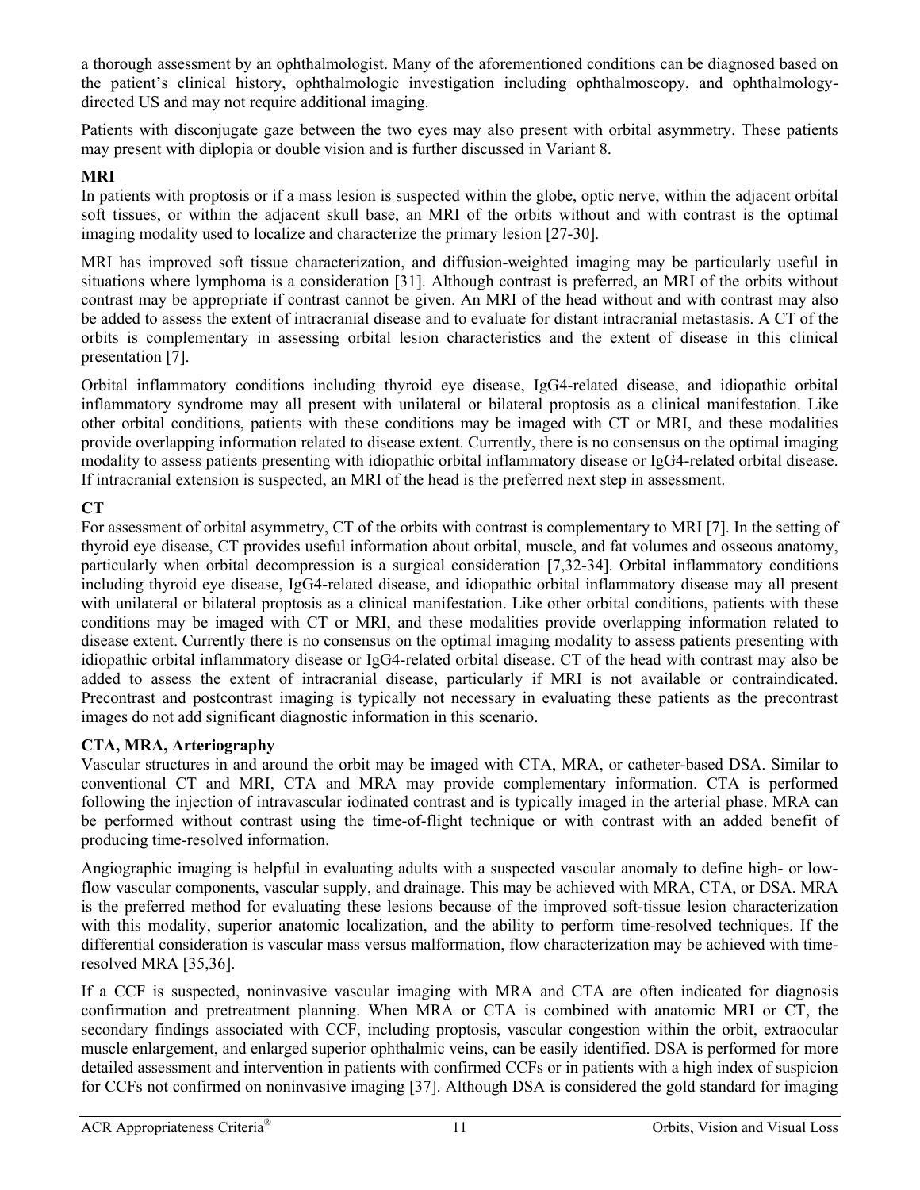a thorough assessment by an ophthalmologist. Many of the aforementioned conditions can be diagnosed based on the patient's clinical history, ophthalmologic investigation including ophthalmoscopy, and ophthalmology-directed US and may not require additional imaging.

Patients with disconjugate gaze between the two eyes may also present with orbital asymmetry. These patients may present with diplopia or double vision and is further discussed in Variant 8.

**MRI**

In patients with proptosis or if a mass lesion is suspected within the globe, optic nerve, within the adjacent orbital soft tissues, or within the adjacent skull base, an MRI of the orbits without and with contrast is the optimal imaging modality used to localize and characterize the primary lesion [27-30].

MRI has improved soft tissue characterization, and diffusion-weighted imaging may be particularly useful in situations where lymphoma is a consideration [31]. Although contrast is preferred, an MRI of the orbits without contrast may be appropriate if contrast cannot be given. An MRI of the head without and with contrast may also be added to assess the extent of intracranial disease and to evaluate for distant intracranial metastasis. A CT of the orbits is complementary in assessing orbital lesion characteristics and the extent of disease in this clinical presentation [7].

Orbital inflammatory conditions including thyroid eye disease, IgG4-related disease, and idiopathic orbital inflammatory syndrome may all present with unilateral or bilateral proptosis as a clinical manifestation. Like other orbital conditions, patients with these conditions may be imaged with CT or MRI, and these modalities provide overlapping information related to disease extent. Currently, there is no consensus on the optimal imaging modality to assess patients presenting with idiopathic orbital inflammatory disease or IgG4-related orbital disease. If intracranial extension is suspected, an MRI of the head is the preferred next step in assessment.

**CT**

For assessment of orbital asymmetry, CT of the orbits with contrast is complementary to MRI [7]. In the setting of thyroid eye disease, CT provides useful information about orbital, muscle, and fat volumes and osseous anatomy, particularly when orbital decompression is a surgical consideration [7,32-34]. Orbital inflammatory conditions including thyroid eye disease, IgG4-related disease, and idiopathic orbital inflammatory disease may all present with unilateral or bilateral proptosis as a clinical manifestation. Like other orbital conditions, patients with these conditions may be imaged with CT or MRI, and these modalities provide overlapping information related to disease extent. Currently there is no consensus on the optimal imaging modality to assess patients presenting with idiopathic orbital inflammatory disease or IgG4-related orbital disease. CT of the head with contrast may also be added to assess the extent of intracranial disease, particularly if MRI is not available or contraindicated. Precontrast and postcontrast imaging is typically not necessary in evaluating these patients as the precontrast images do not add significant diagnostic information in this scenario.

**CTA, MRA, Arteriography**

Vascular structures in and around the orbit may be imaged with CTA, MRA, or catheter-based DSA. Similar to conventional CT and MRI, CTA and MRA may provide complementary information. CTA is performed following the injection of intravascular iodinated contrast and is typically imaged in the arterial phase. MRA can be performed without contrast using the time-of-flight technique or with contrast with an added benefit of producing time-resolved information.

Angiographic imaging is helpful in evaluating adults with a suspected vascular anomaly to define high- or low-flow vascular components, vascular supply, and drainage. This may be achieved with MRA, CTA, or DSA. MRA is the preferred method for evaluating these lesions because of the improved soft-tissue lesion characterization with this modality, superior anatomic localization, and the ability to perform time-resolved techniques. If the differential consideration is vascular mass versus malformation, flow characterization may be achieved with time-resolved MRA [35,36].

If a CCF is suspected, noninvasive vascular imaging with MRA and CTA are often indicated for diagnosis confirmation and pretreatment planning. When MRA or CTA is combined with anatomic MRI or CT, the secondary findings associated with CCF, including proptosis, vascular congestion within the orbit, extraocular muscle enlargement, and enlarged superior ophthalmic veins, can be easily identified. DSA is performed for more detailed assessment and intervention in patients with confirmed CCFs or in patients with a high index of suspicion for CCFs not confirmed on noninvasive imaging [37]. Although DSA is considered the gold standard for imaging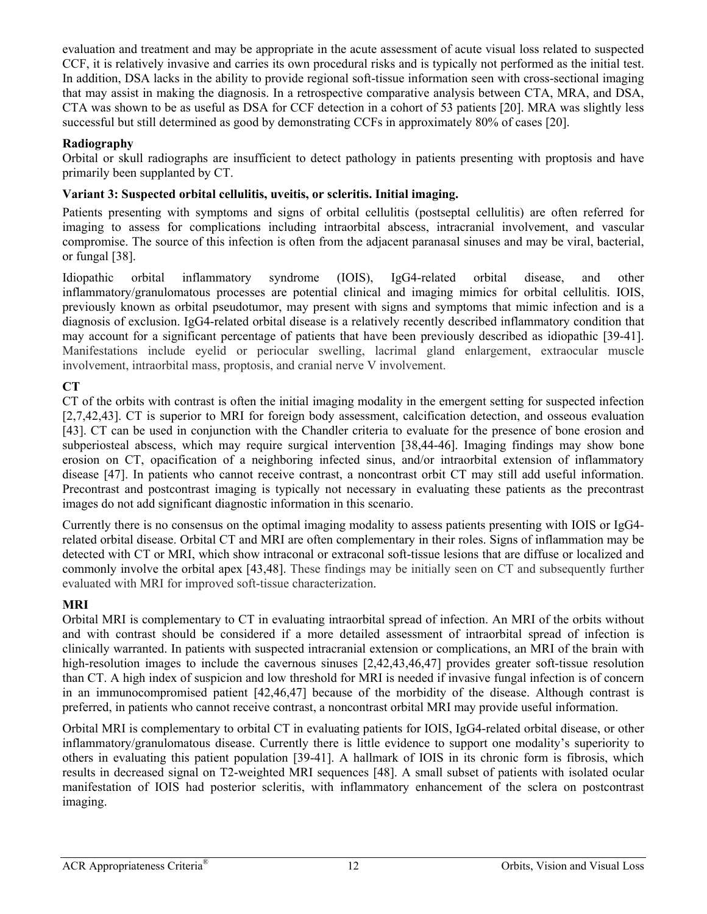evaluation and treatment and may be appropriate in the acute assessment of acute visual loss related to suspected CCF, it is relatively invasive and carries its own procedural risks and is typically not performed as the initial test. In addition, DSA lacks in the ability to provide regional soft-tissue information seen with cross-sectional imaging that may assist in making the diagnosis. In a retrospective comparative analysis between CTA, MRA, and DSA, CTA was shown to be as useful as DSA for CCF detection in a cohort of 53 patients [20]. MRA was slightly less successful but still determined as good by demonstrating CCFs in approximately 80% of cases [20].

**Radiography**

Orbital or skull radiographs are insufficient to detect pathology in patients presenting with proptosis and have primarily been supplanted by CT.

**Variant 3: Suspected orbital cellulitis, uveitis, or scleritis. Initial imaging.**

Patients presenting with symptoms and signs of orbital cellulitis (postseptal cellulitis) are often referred for imaging to assess for complications including intraorbital abscess, intracranial involvement, and vascular compromise. The source of this infection is often from the adjacent paranasal sinuses and may be viral, bacterial, or fungal [38].

Idiopathic orbital inflammatory syndrome (IOIS), IgG4-related orbital disease, and other inflammatory/granulomatous processes are potential clinical and imaging mimics for orbital cellulitis. IOIS, previously known as orbital pseudotumor, may present with signs and symptoms that mimic infection and is a diagnosis of exclusion. IgG4-related orbital disease is a relatively recently described inflammatory condition that may account for a significant percentage of patients that have been previously described as idiopathic [39-41]. Manifestations include eyelid or periocular swelling, lacrimal gland enlargement, extraocular muscle involvement, intraorbital mass, proptosis, and cranial nerve V involvement.

**CT**

CT of the orbits with contrast is often the initial imaging modality in the emergent setting for suspected infection [2,7,42,43]. CT is superior to MRI for foreign body assessment, calcification detection, and osseous evaluation [43]. CT can be used in conjunction with the Chandler criteria to evaluate for the presence of bone erosion and subperiosteal abscess, which may require surgical intervention [38,44-46]. Imaging findings may show bone erosion on CT, opacification of a neighboring infected sinus, and/or intraorbital extension of inflammatory disease [47]. In patients who cannot receive contrast, a noncontrast orbit CT may still add useful information. Precontrast and postcontrast imaging is typically not necessary in evaluating these patients as the precontrast images do not add significant diagnostic information in this scenario.

Currently there is no consensus on the optimal imaging modality to assess patients presenting with IOIS or IgG4-related orbital disease. Orbital CT and MRI are often complementary in their roles. Signs of inflammation may be detected with CT or MRI, which show intraconal or extraconal soft-tissue lesions that are diffuse or localized and commonly involve the orbital apex [43,48]. These findings may be initially seen on CT and subsequently further evaluated with MRI for improved soft-tissue characterization.

**MRI**

Orbital MRI is complementary to CT in evaluating intraorbital spread of infection. An MRI of the orbits without and with contrast should be considered if a more detailed assessment of intraorbital spread of infection is clinically warranted. In patients with suspected intracranial extension or complications, an MRI of the brain with high-resolution images to include the cavernous sinuses [2,42,43,46,47] provides greater soft-tissue resolution than CT. A high index of suspicion and low threshold for MRI is needed if invasive fungal infection is of concern in an immunocompromised patient [42,46,47] because of the morbidity of the disease. Although contrast is preferred, in patients who cannot receive contrast, a noncontrast orbital MRI may provide useful information.

Orbital MRI is complementary to orbital CT in evaluating patients for IOIS, IgG4-related orbital disease, or other inflammatory/granulomatous disease. Currently there is little evidence to support one modality's superiority to others in evaluating this patient population [39-41]. A hallmark of IOIS in its chronic form is fibrosis, which results in decreased signal on T2-weighted MRI sequences [48]. A small subset of patients with isolated ocular manifestation of IOIS had posterior scleritis, with inflammatory enhancement of the sclera on postcontrast imaging.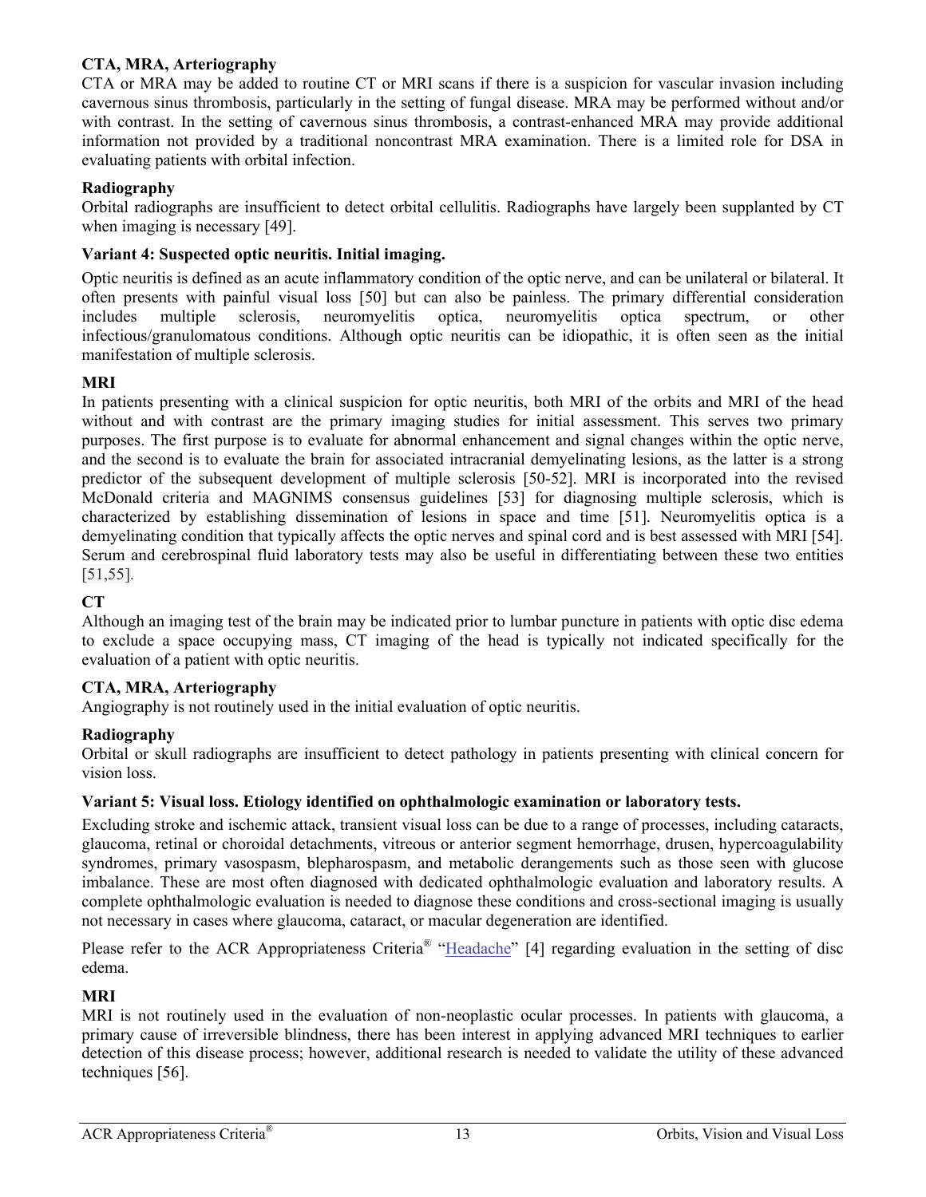#### CTA, MRA, Arteriography

CTA or MRA may be added to routine CT or MRI scans if there is a suspicion for vascular invasion including cavernous sinus thrombosis, particularly in the setting of fungal disease. MRA may be performed without and/or with contrast. In the setting of cavernous sinus thrombosis, a contrast-enhanced MRA may provide additional information not provided by a traditional noncontrast MRA examination. There is a limited role for DSA in evaluating patients with orbital infection.

#### Radiography

Orbital radiographs are insufficient to detect orbital cellulitis. Radiographs have largely been supplanted by CT when imaging is necessary [49].

### Variant 4: Suspected optic neuritis. Initial imaging.

Optic neuritis is defined as an acute inflammatory condition of the optic nerve, and can be unilateral or bilateral. It often presents with painful visual loss [50] but can also be painless. The primary differential consideration includes multiple sclerosis, neuromyelitis optica, neuromyelitis optica spectrum, or other infectious/granulomatous conditions. Although optic neuritis can be idiopathic, it is often seen as the initial manifestation of multiple sclerosis.

#### MRI

In patients presenting with a clinical suspicion for optic neuritis, both MRI of the orbits and MRI of the head without and with contrast are the primary imaging studies for initial assessment. This serves two primary purposes. The first purpose is to evaluate for abnormal enhancement and signal changes within the optic nerve, and the second is to evaluate the brain for associated intracranial demyelinating lesions, as the latter is a strong predictor of the subsequent development of multiple sclerosis [50-52]. MRI is incorporated into the revised McDonald criteria and MAGNIMS consensus guidelines [53] for diagnosing multiple sclerosis, which is characterized by establishing dissemination of lesions in space and time [51]. Neuromyelitis optica is a demyelinating condition that typically affects the optic nerves and spinal cord and is best assessed with MRI [54]. Serum and cerebrospinal fluid laboratory tests may also be useful in differentiating between these two entities [51,55].

#### CT

Although an imaging test of the brain may be indicated prior to lumbar puncture in patients with optic disc edema to exclude a space occupying mass, CT imaging of the head is typically not indicated specifically for the evaluation of a patient with optic neuritis.

#### CTA, MRA, Arteriography

Angiography is not routinely used in the initial evaluation of optic neuritis.

#### Radiography

Orbital or skull radiographs are insufficient to detect pathology in patients presenting with clinical concern for vision loss.

### Variant 5: Visual loss. Etiology identified on ophthalmologic examination or laboratory tests.

Excluding stroke and ischemic attack, transient visual loss can be due to a range of processes, including cataracts, glaucoma, retinal or choroidal detachments, vitreous or anterior segment hemorrhage, drusen, hypercoagulability syndromes, primary vasospasm, blepharospasm, and metabolic derangements such as those seen with glucose imbalance. These are most often diagnosed with dedicated ophthalmologic evaluation and laboratory results. A complete ophthalmologic evaluation is needed to diagnose these conditions and cross-sectional imaging is usually not necessary in cases where glaucoma, cataract, or macular degeneration are identified.

Please refer to the ACR Appropriateness Criteria® "Headache" [4] regarding evaluation in the setting of disc edema.

#### MRI

MRI is not routinely used in the evaluation of non-neoplastic ocular processes. In patients with glaucoma, a primary cause of irreversible blindness, there has been interest in applying advanced MRI techniques to earlier detection of this disease process; however, additional research is needed to validate the utility of these advanced techniques [56].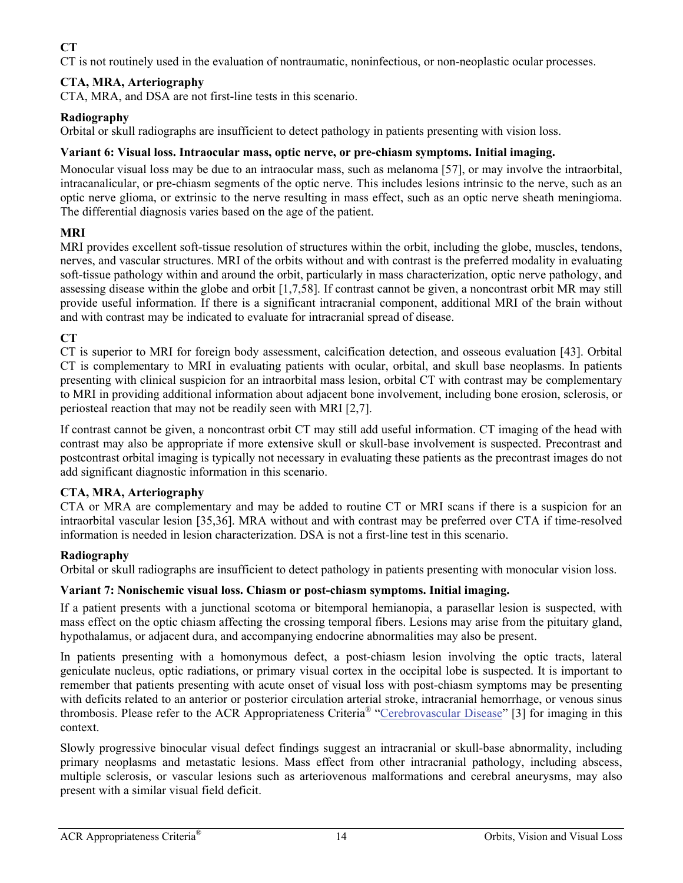**CT**

CT is not routinely used in the evaluation of nontraumatic, noninfectious, or non-neoplastic ocular processes.

**CTA, MRA, Arteriography**

CTA, MRA, and DSA are not first-line tests in this scenario.

**Radiography**

Orbital or skull radiographs are insufficient to detect pathology in patients presenting with vision loss.

### Variant 6: Visual loss. Intraocular mass, optic nerve, or pre-chiasm symptoms. Initial imaging.

Monocular visual loss may be due to an intraocular mass, such as melanoma [57], or may involve the intraorbital, intracanalicular, or pre-chiasm segments of the optic nerve. This includes lesions intrinsic to the nerve, such as an optic nerve glioma, or extrinsic to the nerve resulting in mass effect, such as an optic nerve sheath meningioma. The differential diagnosis varies based on the age of the patient.

**MRI**

MRI provides excellent soft-tissue resolution of structures within the orbit, including the globe, muscles, tendons, nerves, and vascular structures. MRI of the orbits without and with contrast is the preferred modality in evaluating soft-tissue pathology within and around the orbit, particularly in mass characterization, optic nerve pathology, and assessing disease within the globe and orbit [1,7,58]. If contrast cannot be given, a noncontrast orbit MR may still provide useful information. If there is a significant intracranial component, additional MRI of the brain without and with contrast may be indicated to evaluate for intracranial spread of disease.

**CT**

CT is superior to MRI for foreign body assessment, calcification detection, and osseous evaluation [43]. Orbital CT is complementary to MRI in evaluating patients with ocular, orbital, and skull base neoplasms. In patients presenting with clinical suspicion for an intraorbital mass lesion, orbital CT with contrast may be complementary to MRI in providing additional information about adjacent bone involvement, including bone erosion, sclerosis, or periosteal reaction that may not be readily seen with MRI [2,7].

If contrast cannot be given, a noncontrast orbit CT may still add useful information. CT imaging of the head with contrast may also be appropriate if more extensive skull or skull-base involvement is suspected. Precontrast and postcontrast orbital imaging is typically not necessary in evaluating these patients as the precontrast images do not add significant diagnostic information in this scenario.

**CTA, MRA, Arteriography**

CTA or MRA are complementary and may be added to routine CT or MRI scans if there is a suspicion for an intraorbital vascular lesion [35,36]. MRA without and with contrast may be preferred over CTA if time-resolved information is needed in lesion characterization. DSA is not a first-line test in this scenario.

**Radiography**

Orbital or skull radiographs are insufficient to detect pathology in patients presenting with monocular vision loss.

### Variant 7: Nonischemic visual loss. Chiasm or post-chiasm symptoms. Initial imaging.

If a patient presents with a junctional scotoma or bitemporal hemianopia, a parasellar lesion is suspected, with mass effect on the optic chiasm affecting the crossing temporal fibers. Lesions may arise from the pituitary gland, hypothalamus, or adjacent dura, and accompanying endocrine abnormalities may also be present.

In patients presenting with a homonymous defect, a post-chiasm lesion involving the optic tracts, lateral geniculate nucleus, optic radiations, or primary visual cortex in the occipital lobe is suspected. It is important to remember that patients presenting with acute onset of visual loss with post-chiasm symptoms may be presenting with deficits related to an anterior or posterior circulation arterial stroke, intracranial hemorrhage, or venous sinus thrombosis. Please refer to the ACR Appropriateness Criteria® "Cerebrovascular Disease" [3] for imaging in this context.

Slowly progressive binocular visual defect findings suggest an intracranial or skull-base abnormality, including primary neoplasms and metastatic lesions. Mass effect from other intracranial pathology, including abscess, multiple sclerosis, or vascular lesions such as arteriovenous malformations and cerebral aneurysms, may also present with a similar visual field deficit.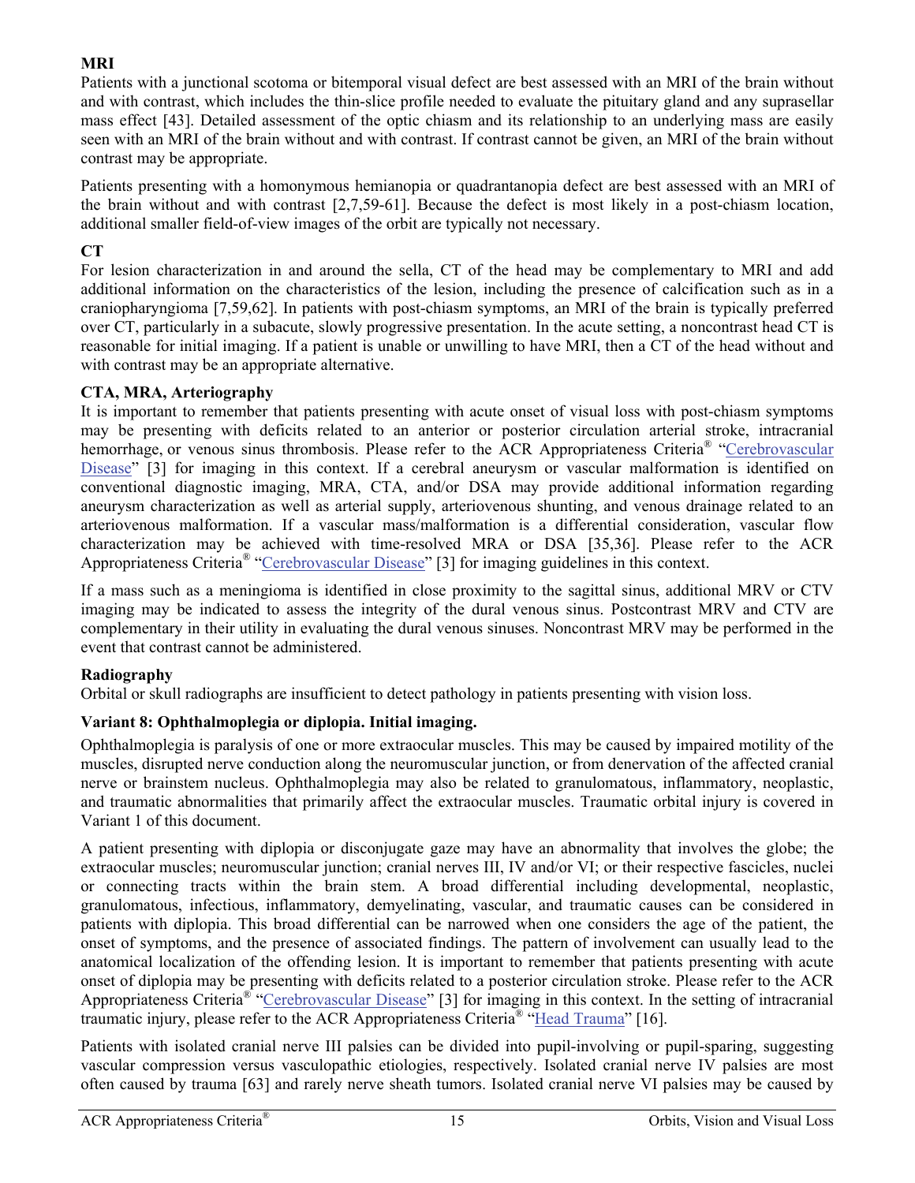#### MRI

Patients with a junctional scotoma or bitemporal visual defect are best assessed with an MRI of the brain without and with contrast, which includes the thin-slice profile needed to evaluate the pituitary gland and any suprasellar mass effect [43]. Detailed assessment of the optic chiasm and its relationship to an underlying mass are easily seen with an MRI of the brain without and with contrast. If contrast cannot be given, an MRI of the brain without contrast may be appropriate.

Patients presenting with a homonymous hemianopia or quadrantanopia defect are best assessed with an MRI of the brain without and with contrast [2,7,59-61]. Because the defect is most likely in a post-chiasm location, additional smaller field-of-view images of the orbit are typically not necessary.

#### CT

For lesion characterization in and around the sella, CT of the head may be complementary to MRI and add additional information on the characteristics of the lesion, including the presence of calcification such as in a craniopharyngioma [7,59,62]. In patients with post-chiasm symptoms, an MRI of the brain is typically preferred over CT, particularly in a subacute, slowly progressive presentation. In the acute setting, a noncontrast head CT is reasonable for initial imaging. If a patient is unable or unwilling to have MRI, then a CT of the head without and with contrast may be an appropriate alternative.

#### CTA, MRA, Arteriography

It is important to remember that patients presenting with acute onset of visual loss with post-chiasm symptoms may be presenting with deficits related to an anterior or posterior circulation arterial stroke, intracranial hemorrhage, or venous sinus thrombosis. Please refer to the ACR Appropriateness Criteria® "Cerebrovascular Disease" [3] for imaging in this context. If a cerebral aneurysm or vascular malformation is identified on conventional diagnostic imaging, MRA, CTA, and/or DSA may provide additional information regarding aneurysm characterization as well as arterial supply, arteriovenous shunting, and venous drainage related to an arteriovenous malformation. If a vascular mass/malformation is a differential consideration, vascular flow characterization may be achieved with time-resolved MRA or DSA [35,36]. Please refer to the ACR Appropriateness Criteria® "Cerebrovascular Disease" [3] for imaging guidelines in this context.

If a mass such as a meningioma is identified in close proximity to the sagittal sinus, additional MRV or CTV imaging may be indicated to assess the integrity of the dural venous sinus. Postcontrast MRV and CTV are complementary in their utility in evaluating the dural venous sinuses. Noncontrast MRV may be performed in the event that contrast cannot be administered.

#### Radiography

Orbital or skull radiographs are insufficient to detect pathology in patients presenting with vision loss.

### Variant 8: Ophthalmoplegia or diplopia. Initial imaging.

Ophthalmoplegia is paralysis of one or more extraocular muscles. This may be caused by impaired motility of the muscles, disrupted nerve conduction along the neuromuscular junction, or from denervation of the affected cranial nerve or brainstem nucleus. Ophthalmoplegia may also be related to granulomatous, inflammatory, neoplastic, and traumatic abnormalities that primarily affect the extraocular muscles. Traumatic orbital injury is covered in Variant 1 of this document.

A patient presenting with diplopia or disconjugate gaze may have an abnormality that involves the globe; the extraocular muscles; neuromuscular junction; cranial nerves III, IV and/or VI; or their respective fascicles, nuclei or connecting tracts within the brain stem. A broad differential including developmental, neoplastic, granulomatous, infectious, inflammatory, demyelinating, vascular, and traumatic causes can be considered in patients with diplopia. This broad differential can be narrowed when one considers the age of the patient, the onset of symptoms, and the presence of associated findings. The pattern of involvement can usually lead to the anatomical localization of the offending lesion. It is important to remember that patients presenting with acute onset of diplopia may be presenting with deficits related to a posterior circulation stroke. Please refer to the ACR Appropriateness Criteria® "Cerebrovascular Disease" [3] for imaging in this context. In the setting of intracranial traumatic injury, please refer to the ACR Appropriateness Criteria® "Head Trauma" [16].

Patients with isolated cranial nerve III palsies can be divided into pupil-involving or pupil-sparing, suggesting vascular compression versus vasculopathic etiologies, respectively. Isolated cranial nerve IV palsies are most often caused by trauma [63] and rarely nerve sheath tumors. Isolated cranial nerve VI palsies may be caused by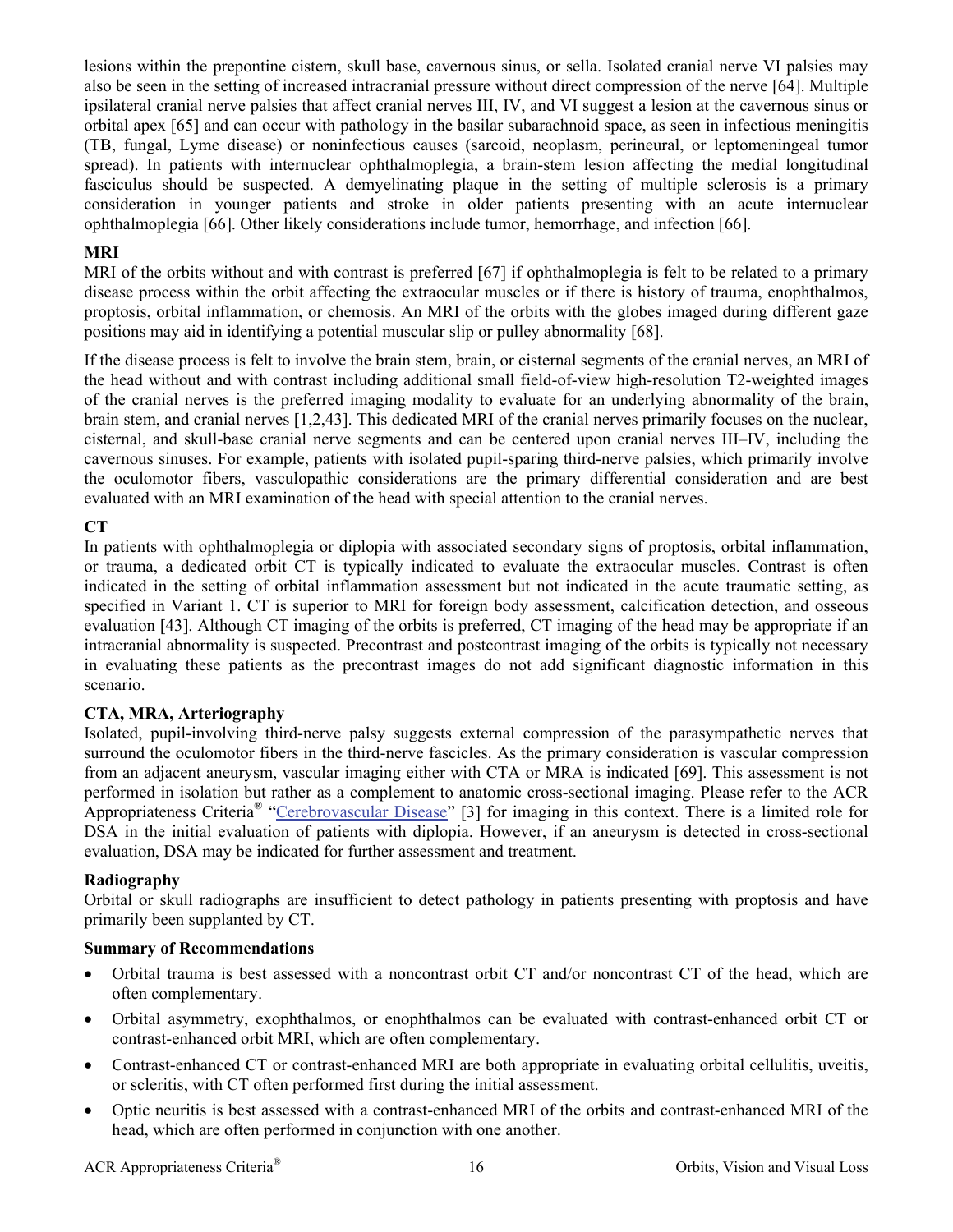lesions within the prepontine cistern, skull base, cavernous sinus, or sella. Isolated cranial nerve VI palsies may also be seen in the setting of increased intracranial pressure without direct compression of the nerve [64]. Multiple ipsilateral cranial nerve palsies that affect cranial nerves III, IV, and VI suggest a lesion at the cavernous sinus or orbital apex [65] and can occur with pathology in the basilar subarachnoid space, as seen in infectious meningitis (TB, fungal, Lyme disease) or noninfectious causes (sarcoid, neoplasm, perineural, or leptomeningeal tumor spread). In patients with internuclear ophthalmoplegia, a brain-stem lesion affecting the medial longitudinal fasciculus should be suspected. A demyelinating plaque in the setting of multiple sclerosis is a primary consideration in younger patients and stroke in older patients presenting with an acute internuclear ophthalmoplegia [66]. Other likely considerations include tumor, hemorrhage, and infection [66].

### MRI

MRI of the orbits without and with contrast is preferred [67] if ophthalmoplegia is felt to be related to a primary disease process within the orbit affecting the extraocular muscles or if there is history of trauma, enophthalmos, proptosis, orbital inflammation, or chemosis. An MRI of the orbits with the globes imaged during different gaze positions may aid in identifying a potential muscular slip or pulley abnormality [68].

If the disease process is felt to involve the brain stem, brain, or cisternal segments of the cranial nerves, an MRI of the head without and with contrast including additional small field-of-view high-resolution T2-weighted images of the cranial nerves is the preferred imaging modality to evaluate for an underlying abnormality of the brain, brain stem, and cranial nerves [1,2,43]. This dedicated MRI of the cranial nerves primarily focuses on the nuclear, cisternal, and skull-base cranial nerve segments and can be centered upon cranial nerves III–IV, including the cavernous sinuses. For example, patients with isolated pupil-sparing third-nerve palsies, which primarily involve the oculomotor fibers, vasculopathic considerations are the primary differential consideration and are best evaluated with an MRI examination of the head with special attention to the cranial nerves.

### CT

In patients with ophthalmoplegia or diplopia with associated secondary signs of proptosis, orbital inflammation, or trauma, a dedicated orbit CT is typically indicated to evaluate the extraocular muscles. Contrast is often indicated in the setting of orbital inflammation assessment but not indicated in the acute traumatic setting, as specified in Variant 1. CT is superior to MRI for foreign body assessment, calcification detection, and osseous evaluation [43]. Although CT imaging of the orbits is preferred, CT imaging of the head may be appropriate if an intracranial abnormality is suspected. Precontrast and postcontrast imaging of the orbits is typically not necessary in evaluating these patients as the precontrast images do not add significant diagnostic information in this scenario.

### CTA, MRA, Arteriography

Isolated, pupil-involving third-nerve palsy suggests external compression of the parasympathetic nerves that surround the oculomotor fibers in the third-nerve fascicles. As the primary consideration is vascular compression from an adjacent aneurysm, vascular imaging either with CTA or MRA is indicated [69]. This assessment is not performed in isolation but rather as a complement to anatomic cross-sectional imaging. Please refer to the ACR Appropriateness Criteria® "Cerebrovascular Disease" [3] for imaging in this context. There is a limited role for DSA in the initial evaluation of patients with diplopia. However, if an aneurysm is detected in cross-sectional evaluation, DSA may be indicated for further assessment and treatment.

### Radiography

Orbital or skull radiographs are insufficient to detect pathology in patients presenting with proptosis and have primarily been supplanted by CT.

### Summary of Recommendations

- Orbital trauma is best assessed with a noncontrast orbit CT and/or noncontrast CT of the head, which are often complementary.
- Orbital asymmetry, exophthalmos, or enophthalmos can be evaluated with contrast-enhanced orbit CT or contrast-enhanced orbit MRI, which are often complementary.
- Contrast-enhanced CT or contrast-enhanced MRI are both appropriate in evaluating orbital cellulitis, uveitis, or scleritis, with CT often performed first during the initial assessment.
- Optic neuritis is best assessed with a contrast-enhanced MRI of the orbits and contrast-enhanced MRI of the head, which are often performed in conjunction with one another.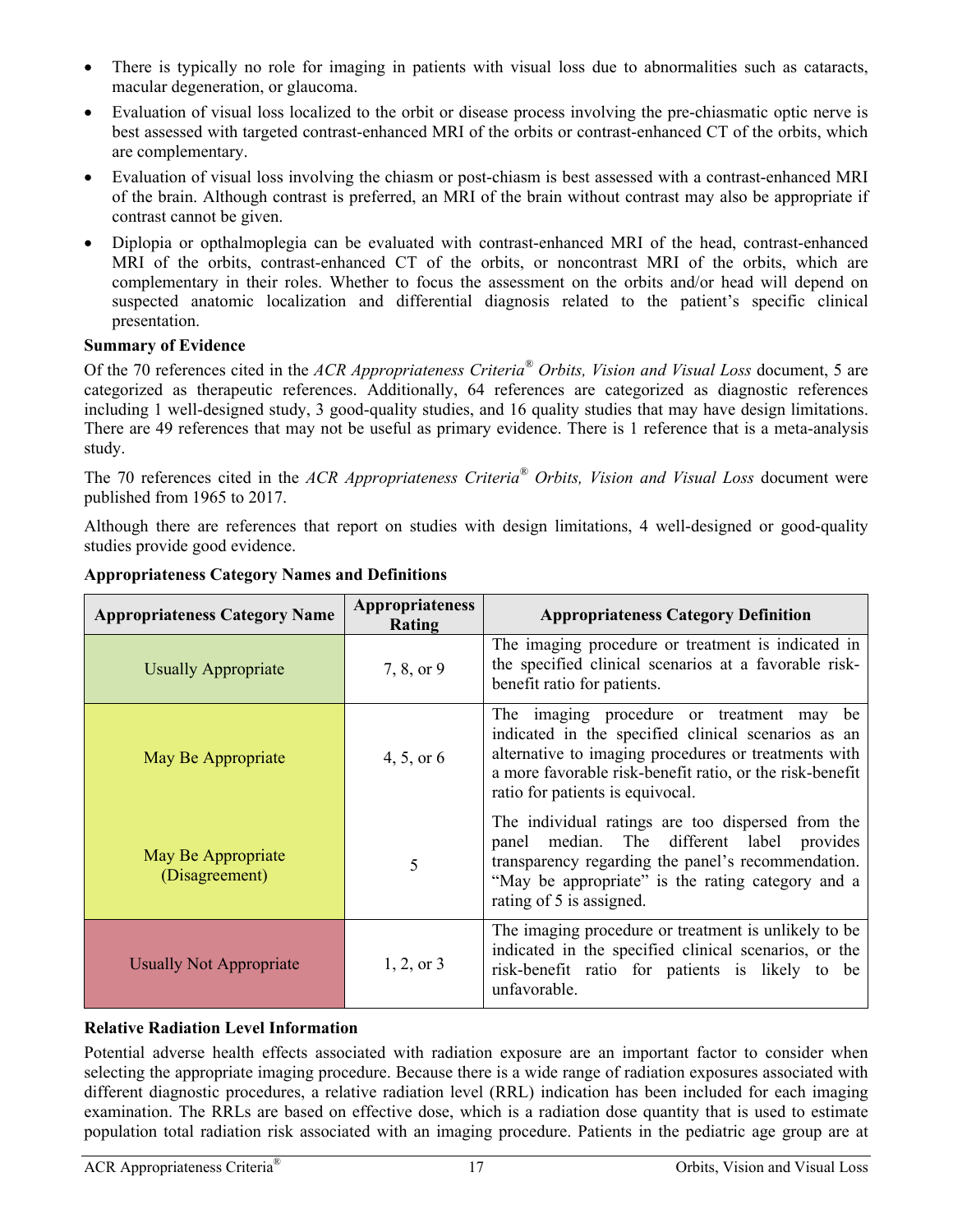- There is typically no role for imaging in patients with visual loss due to abnormalities such as cataracts, macular degeneration, or glaucoma.
- Evaluation of visual loss localized to the orbit or disease process involving the pre-chiasmatic optic nerve is best assessed with targeted contrast-enhanced MRI of the orbits or contrast-enhanced CT of the orbits, which are complementary.
- Evaluation of visual loss involving the chiasm or post-chiasm is best assessed with a contrast-enhanced MRI of the brain. Although contrast is preferred, an MRI of the brain without contrast may also be appropriate if contrast cannot be given.
- Diplopia or opthalmoplegia can be evaluated with contrast-enhanced MRI of the head, contrast-enhanced MRI of the orbits, contrast-enhanced CT of the orbits, or noncontrast MRI of the orbits, which are complementary in their roles. Whether to focus the assessment on the orbits and/or head will depend on suspected anatomic localization and differential diagnosis related to the patient's specific clinical presentation.

**Summary of Evidence**

Of the 70 references cited in the *ACR Appropriateness Criteria® Orbits, Vision and Visual Loss* document, 5 are categorized as therapeutic references. Additionally, 64 references are categorized as diagnostic references including 1 well-designed study, 3 good-quality studies, and 16 quality studies that may have design limitations. There are 49 references that may not be useful as primary evidence. There is 1 reference that is a meta-analysis study.

The 70 references cited in the *ACR Appropriateness Criteria® Orbits, Vision and Visual Loss* document were published from 1965 to 2017.

Although there are references that report on studies with design limitations, 4 well-designed or good-quality studies provide good evidence.

**Appropriateness Category Names and Definitions**

| Appropriateness Category Name | Appropriateness Rating | Appropriateness Category Definition |
|---|---|---|
| Usually Appropriate | 7, 8, or 9 | The imaging procedure or treatment is indicated in the specified clinical scenarios at a favorable risk-benefit ratio for patients. |
| May Be Appropriate | 4, 5, or 6 | The imaging procedure or treatment may be indicated in the specified clinical scenarios as an alternative to imaging procedures or treatments with a more favorable risk-benefit ratio, or the risk-benefit ratio for patients is equivocal. |
| May Be Appropriate (Disagreement) | 5 | The individual ratings are too dispersed from the panel median. The different label provides transparency regarding the panel's recommendation. "May be appropriate" is the rating category and a rating of 5 is assigned. |
| Usually Not Appropriate | 1, 2, or 3 | The imaging procedure or treatment is unlikely to be indicated in the specified clinical scenarios, or the risk-benefit ratio for patients is likely to be unfavorable. |

**Relative Radiation Level Information**

Potential adverse health effects associated with radiation exposure are an important factor to consider when selecting the appropriate imaging procedure. Because there is a wide range of radiation exposures associated with different diagnostic procedures, a relative radiation level (RRL) indication has been included for each imaging examination. The RRLs are based on effective dose, which is a radiation dose quantity that is used to estimate population total radiation risk associated with an imaging procedure. Patients in the pediatric age group are at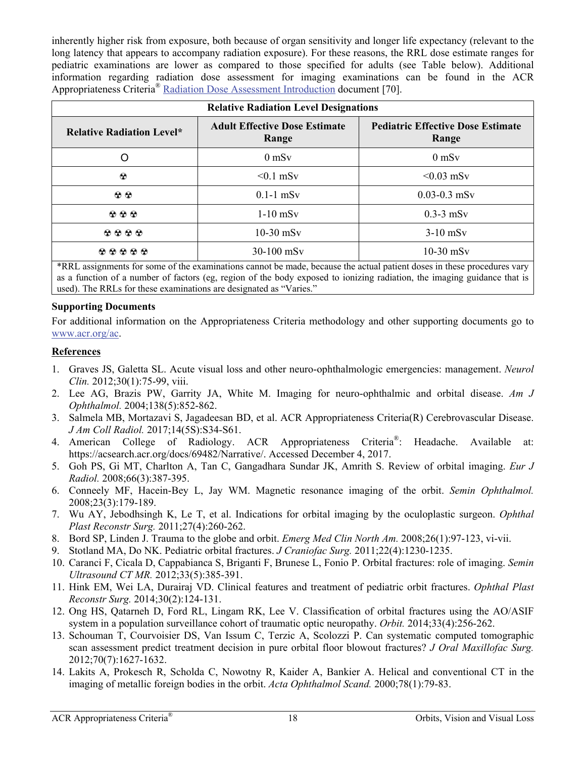inherently higher risk from exposure, both because of organ sensitivity and longer life expectancy (relevant to the long latency that appears to accompany radiation exposure). For these reasons, the RRL dose estimate ranges for pediatric examinations are lower as compared to those specified for adults (see Table below). Additional information regarding radiation dose assessment for imaging examinations can be found in the ACR Appropriateness Criteria® Radiation Dose Assessment Introduction document [70].

| Relative Radiation Level Designations | | |
|---|---|---|
| **Relative Radiation Level*** | **Adult Effective Dose Estimate Range** | **Pediatric Effective Dose Estimate Range** |
| O | 0 mSv | 0 mSv |
| ☢ | <0.1 mSv | <0.03 mSv |
| ☢ ☢ | 0.1-1 mSv | 0.03-0.3 mSv |
| ☢ ☢ ☢ | 1-10 mSv | 0.3-3 mSv |
| ☢ ☢ ☢ ☢ | 10-30 mSv | 3-10 mSv |
| ☢ ☢ ☢ ☢ ☢ | 30-100 mSv | 10-30 mSv |

*RRL assignments for some of the examinations cannot be made, because the actual patient doses in these procedures vary as a function of a number of factors (eg, region of the body exposed to ionizing radiation, the imaging guidance that is used). The RRLs for these examinations are designated as "Varies."

**Supporting Documents**

For additional information on the Appropriateness Criteria methodology and other supporting documents go to www.acr.org/ac.

## References

1. Graves JS, Galetta SL. Acute visual loss and other neuro-ophthalmologic emergencies: management. *Neurol Clin.* 2012;30(1):75-99, viii.
2. Lee AG, Brazis PW, Garrity JA, White M. Imaging for neuro-ophthalmic and orbital disease. *Am J Ophthalmol.* 2004;138(5):852-862.
3. Salmela MB, Mortazavi S, Jagadeesan BD, et al. ACR Appropriateness Criteria(R) Cerebrovascular Disease. *J Am Coll Radiol.* 2017;14(5S):S34-S61.
4. American College of Radiology. ACR Appropriateness Criteria®: Headache. Available at: https://acsearch.acr.org/docs/69482/Narrative/. Accessed December 4, 2017.
5. Goh PS, Gi MT, Charlton A, Tan C, Gangadhara Sundar JK, Amrith S. Review of orbital imaging. *Eur J Radiol.* 2008;66(3):387-395.
6. Conneely MF, Hacein-Bey L, Jay WM. Magnetic resonance imaging of the orbit. *Semin Ophthalmol.* 2008;23(3):179-189.
7. Wu AY, Jebodhsingh K, Le T, et al. Indications for orbital imaging by the oculoplastic surgeon. *Ophthal Plast Reconstr Surg.* 2011;27(4):260-262.
8. Bord SP, Linden J. Trauma to the globe and orbit. *Emerg Med Clin North Am.* 2008;26(1):97-123, vi-vii.
9. Stotland MA, Do NK. Pediatric orbital fractures. *J Craniofac Surg.* 2011;22(4):1230-1235.
10. Caranci F, Cicala D, Cappabianca S, Briganti F, Brunese L, Fonio P. Orbital fractures: role of imaging. *Semin Ultrasound CT MR.* 2012;33(5):385-391.
11. Hink EM, Wei LA, Durairaj VD. Clinical features and treatment of pediatric orbit fractures. *Ophthal Plast Reconstr Surg.* 2014;30(2):124-131.
12. Ong HS, Qatarneh D, Ford RL, Lingam RK, Lee V. Classification of orbital fractures using the AO/ASIF system in a population surveillance cohort of traumatic optic neuropathy. *Orbit.* 2014;33(4):256-262.
13. Schouman T, Courvoisier DS, Van Issum C, Terzic A, Scolozzi P. Can systematic computed tomographic scan assessment predict treatment decision in pure orbital floor blowout fractures? *J Oral Maxillofac Surg.* 2012;70(7):1627-1632.
14. Lakits A, Prokesch R, Scholda C, Nowotny R, Kaider A, Bankier A. Helical and conventional CT in the imaging of metallic foreign bodies in the orbit. *Acta Ophthalmol Scand.* 2000;78(1):79-83.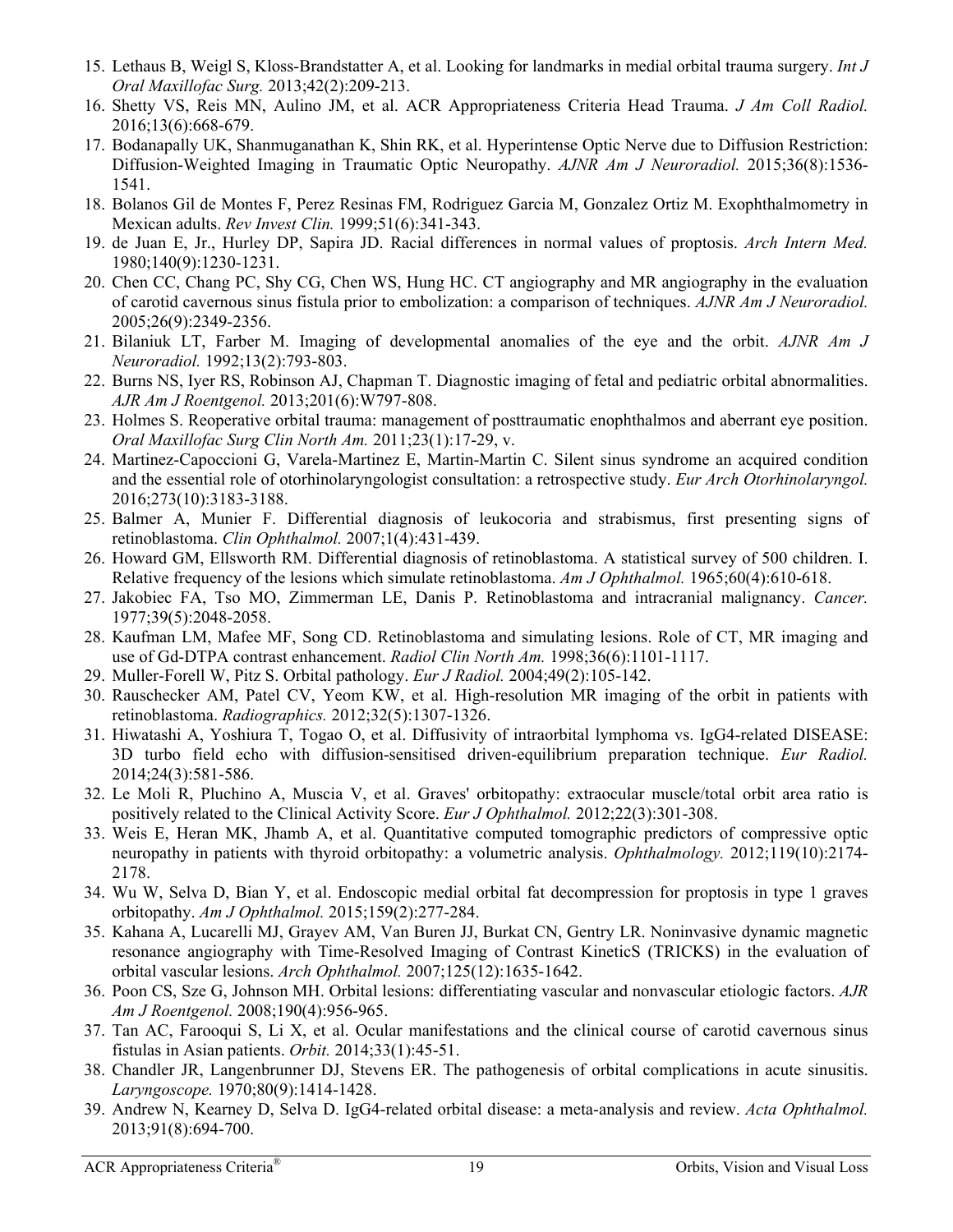15. Lethaus B, Weigl S, Kloss-Brandstatter A, et al. Looking for landmarks in medial orbital trauma surgery. *Int J Oral Maxillofac Surg.* 2013;42(2):209-213.
16. Shetty VS, Reis MN, Aulino JM, et al. ACR Appropriateness Criteria Head Trauma. *J Am Coll Radiol.* 2016;13(6):668-679.
17. Bodanapally UK, Shanmuganathan K, Shin RK, et al. Hyperintense Optic Nerve due to Diffusion Restriction: Diffusion-Weighted Imaging in Traumatic Optic Neuropathy. *AJNR Am J Neuroradiol.* 2015;36(8):1536-1541.
18. Bolanos Gil de Montes F, Perez Resinas FM, Rodriguez Garcia M, Gonzalez Ortiz M. Exophthalmometry in Mexican adults. *Rev Invest Clin.* 1999;51(6):341-343.
19. de Juan E, Jr., Hurley DP, Sapira JD. Racial differences in normal values of proptosis. *Arch Intern Med.* 1980;140(9):1230-1231.
20. Chen CC, Chang PC, Shy CG, Chen WS, Hung HC. CT angiography and MR angiography in the evaluation of carotid cavernous sinus fistula prior to embolization: a comparison of techniques. *AJNR Am J Neuroradiol.* 2005;26(9):2349-2356.
21. Bilaniuk LT, Farber M. Imaging of developmental anomalies of the eye and the orbit. *AJNR Am J Neuroradiol.* 1992;13(2):793-803.
22. Burns NS, Iyer RS, Robinson AJ, Chapman T. Diagnostic imaging of fetal and pediatric orbital abnormalities. *AJR Am J Roentgenol.* 2013;201(6):W797-808.
23. Holmes S. Reoperative orbital trauma: management of posttraumatic enophthalmos and aberrant eye position. *Oral Maxillofac Surg Clin North Am.* 2011;23(1):17-29, v.
24. Martinez-Capoccioni G, Varela-Martinez E, Martin-Martin C. Silent sinus syndrome an acquired condition and the essential role of otorhinolaryngologist consultation: a retrospective study. *Eur Arch Otorhinolaryngol.* 2016;273(10):3183-3188.
25. Balmer A, Munier F. Differential diagnosis of leukocoria and strabismus, first presenting signs of retinoblastoma. *Clin Ophthalmol.* 2007;1(4):431-439.
26. Howard GM, Ellsworth RM. Differential diagnosis of retinoblastoma. A statistical survey of 500 children. I. Relative frequency of the lesions which simulate retinoblastoma. *Am J Ophthalmol.* 1965;60(4):610-618.
27. Jakobiec FA, Tso MO, Zimmerman LE, Danis P. Retinoblastoma and intracranial malignancy. *Cancer.* 1977;39(5):2048-2058.
28. Kaufman LM, Mafee MF, Song CD. Retinoblastoma and simulating lesions. Role of CT, MR imaging and use of Gd-DTPA contrast enhancement. *Radiol Clin North Am.* 1998;36(6):1101-1117.
29. Muller-Forell W, Pitz S. Orbital pathology. *Eur J Radiol.* 2004;49(2):105-142.
30. Rauschecker AM, Patel CV, Yeom KW, et al. High-resolution MR imaging of the orbit in patients with retinoblastoma. *Radiographics.* 2012;32(5):1307-1326.
31. Hiwatashi A, Yoshiura T, Togao O, et al. Diffusivity of intraorbital lymphoma vs. IgG4-related DISEASE: 3D turbo field echo with diffusion-sensitised driven-equilibrium preparation technique. *Eur Radiol.* 2014;24(3):581-586.
32. Le Moli R, Pluchino A, Muscia V, et al. Graves' orbitopathy: extraocular muscle/total orbit area ratio is positively related to the Clinical Activity Score. *Eur J Ophthalmol.* 2012;22(3):301-308.
33. Weis E, Heran MK, Jhamb A, et al. Quantitative computed tomographic predictors of compressive optic neuropathy in patients with thyroid orbitopathy: a volumetric analysis. *Ophthalmology.* 2012;119(10):2174-2178.
34. Wu W, Selva D, Bian Y, et al. Endoscopic medial orbital fat decompression for proptosis in type 1 graves orbitopathy. *Am J Ophthalmol.* 2015;159(2):277-284.
35. Kahana A, Lucarelli MJ, Grayev AM, Van Buren JJ, Burkat CN, Gentry LR. Noninvasive dynamic magnetic resonance angiography with Time-Resolved Imaging of Contrast KineticS (TRICKS) in the evaluation of orbital vascular lesions. *Arch Ophthalmol.* 2007;125(12):1635-1642.
36. Poon CS, Sze G, Johnson MH. Orbital lesions: differentiating vascular and nonvascular etiologic factors. *AJR Am J Roentgenol.* 2008;190(4):956-965.
37. Tan AC, Farooqui S, Li X, et al. Ocular manifestations and the clinical course of carotid cavernous sinus fistulas in Asian patients. *Orbit.* 2014;33(1):45-51.
38. Chandler JR, Langenbrunner DJ, Stevens ER. The pathogenesis of orbital complications in acute sinusitis. *Laryngoscope.* 1970;80(9):1414-1428.
39. Andrew N, Kearney D, Selva D. IgG4-related orbital disease: a meta-analysis and review. *Acta Ophthalmol.* 2013;91(8):694-700.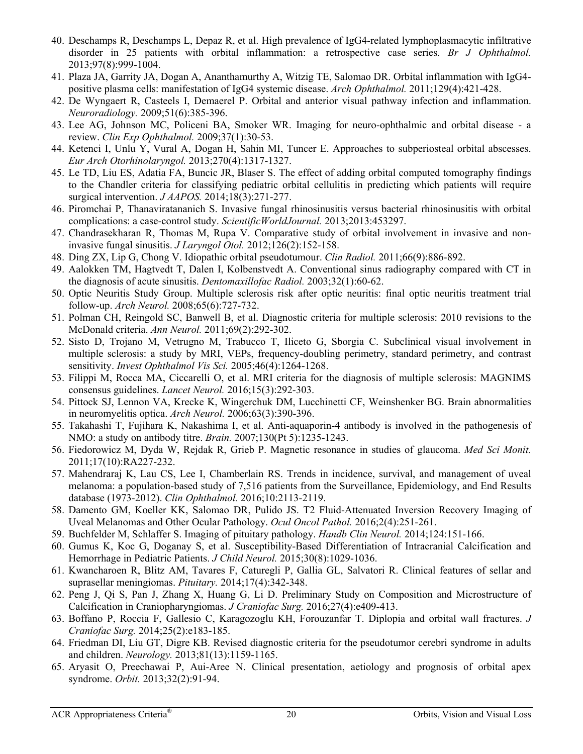40. Deschamps R, Deschamps L, Depaz R, et al. High prevalence of IgG4-related lymphoplasmacytic infiltrative disorder in 25 patients with orbital inflammation: a retrospective case series. *Br J Ophthalmol.* 2013;97(8):999-1004.
41. Plaza JA, Garrity JA, Dogan A, Ananthamurthy A, Witzig TE, Salomao DR. Orbital inflammation with IgG4-positive plasma cells: manifestation of IgG4 systemic disease. *Arch Ophthalmol.* 2011;129(4):421-428.
42. De Wyngaert R, Casteels I, Demaerel P. Orbital and anterior visual pathway infection and inflammation. *Neuroradiology.* 2009;51(6):385-396.
43. Lee AG, Johnson MC, Policeni BA, Smoker WR. Imaging for neuro-ophthalmic and orbital disease - a review. *Clin Exp Ophthalmol.* 2009;37(1):30-53.
44. Ketenci I, Unlu Y, Vural A, Dogan H, Sahin MI, Tuncer E. Approaches to subperiosteal orbital abscesses. *Eur Arch Otorhinolaryngol.* 2013;270(4):1317-1327.
45. Le TD, Liu ES, Adatia FA, Buncic JR, Blaser S. The effect of adding orbital computed tomography findings to the Chandler criteria for classifying pediatric orbital cellulitis in predicting which patients will require surgical intervention. *J AAPOS.* 2014;18(3):271-277.
46. Piromchai P, Thanaviratananich S. Invasive fungal rhinosinusitis versus bacterial rhinosinusitis with orbital complications: a case-control study. *ScientificWorldJournal.* 2013;2013:453297.
47. Chandrasekharan R, Thomas M, Rupa V. Comparative study of orbital involvement in invasive and non-invasive fungal sinusitis. *J Laryngol Otol.* 2012;126(2):152-158.
48. Ding ZX, Lip G, Chong V. Idiopathic orbital pseudotumour. *Clin Radiol.* 2011;66(9):886-892.
49. Aalokken TM, Hagtvedt T, Dalen I, Kolbenstvedt A. Conventional sinus radiography compared with CT in the diagnosis of acute sinusitis. *Dentomaxillofac Radiol.* 2003;32(1):60-62.
50. Optic Neuritis Study Group. Multiple sclerosis risk after optic neuritis: final optic neuritis treatment trial follow-up. *Arch Neurol.* 2008;65(6):727-732.
51. Polman CH, Reingold SC, Banwell B, et al. Diagnostic criteria for multiple sclerosis: 2010 revisions to the McDonald criteria. *Ann Neurol.* 2011;69(2):292-302.
52. Sisto D, Trojano M, Vetrugno M, Trabucco T, Iliceto G, Sborgia C. Subclinical visual involvement in multiple sclerosis: a study by MRI, VEPs, frequency-doubling perimetry, standard perimetry, and contrast sensitivity. *Invest Ophthalmol Vis Sci.* 2005;46(4):1264-1268.
53. Filippi M, Rocca MA, Ciccarelli O, et al. MRI criteria for the diagnosis of multiple sclerosis: MAGNIMS consensus guidelines. *Lancet Neurol.* 2016;15(3):292-303.
54. Pittock SJ, Lennon VA, Krecke K, Wingerchuk DM, Lucchinetti CF, Weinshenker BG. Brain abnormalities in neuromyelitis optica. *Arch Neurol.* 2006;63(3):390-396.
55. Takahashi T, Fujihara K, Nakashima I, et al. Anti-aquaporin-4 antibody is involved in the pathogenesis of NMO: a study on antibody titre. *Brain.* 2007;130(Pt 5):1235-1243.
56. Fiedorowicz M, Dyda W, Rejdak R, Grieb P. Magnetic resonance in studies of glaucoma. *Med Sci Monit.* 2011;17(10):RA227-232.
57. Mahendraraj K, Lau CS, Lee I, Chamberlain RS. Trends in incidence, survival, and management of uveal melanoma: a population-based study of 7,516 patients from the Surveillance, Epidemiology, and End Results database (1973-2012). *Clin Ophthalmol.* 2016;10:2113-2119.
58. Damento GM, Koeller KK, Salomao DR, Pulido JS. T2 Fluid-Attenuated Inversion Recovery Imaging of Uveal Melanomas and Other Ocular Pathology. *Ocul Oncol Pathol.* 2016;2(4):251-261.
59. Buchfelder M, Schlaffer S. Imaging of pituitary pathology. *Handb Clin Neurol.* 2014;124:151-166.
60. Gumus K, Koc G, Doganay S, et al. Susceptibility-Based Differentiation of Intracranial Calcification and Hemorrhage in Pediatric Patients. *J Child Neurol.* 2015;30(8):1029-1036.
61. Kwancharoen R, Blitz AM, Tavares F, Caturegli P, Gallia GL, Salvatori R. Clinical features of sellar and suprasellar meningiomas. *Pituitary.* 2014;17(4):342-348.
62. Peng J, Qi S, Pan J, Zhang X, Huang G, Li D. Preliminary Study on Composition and Microstructure of Calcification in Craniopharyngiomas. *J Craniofac Surg.* 2016;27(4):e409-413.
63. Boffano P, Roccia F, Gallesio C, Karagozoglu KH, Forouzanfar T. Diplopia and orbital wall fractures. *J Craniofac Surg.* 2014;25(2):e183-185.
64. Friedman DI, Liu GT, Digre KB. Revised diagnostic criteria for the pseudotumor cerebri syndrome in adults and children. *Neurology.* 2013;81(13):1159-1165.
65. Aryasit O, Preechawai P, Aui-Aree N. Clinical presentation, aetiology and prognosis of orbital apex syndrome. *Orbit.* 2013;32(2):91-94.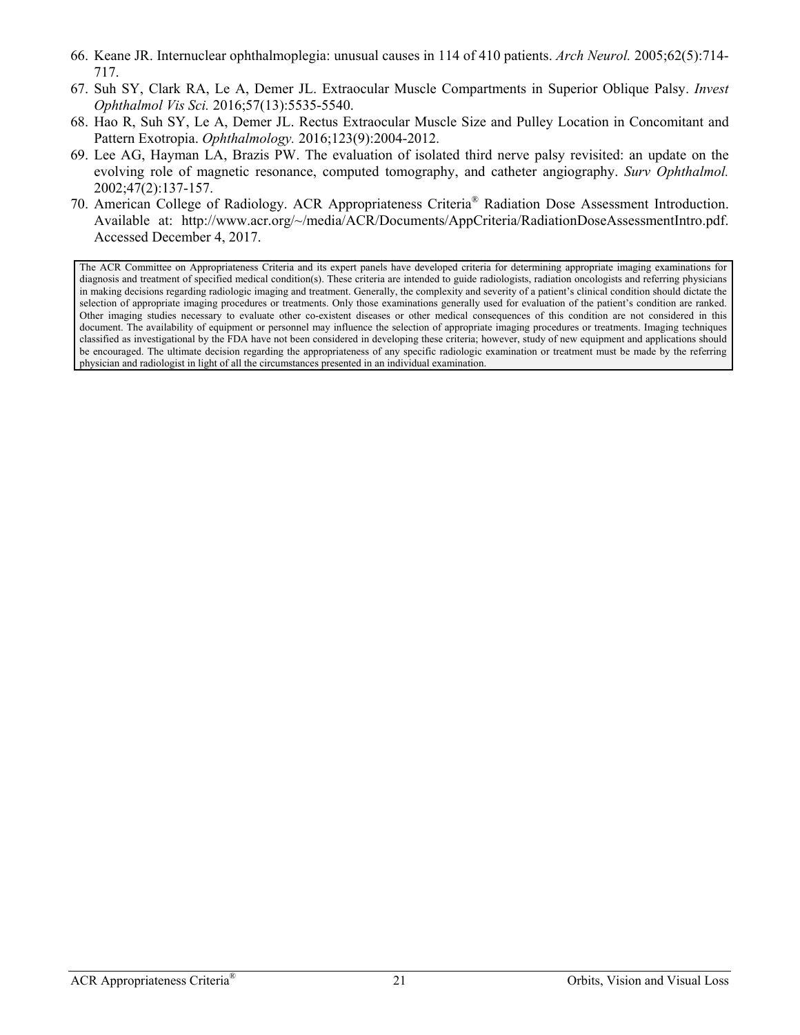66. Keane JR. Internuclear ophthalmoplegia: unusual causes in 114 of 410 patients. *Arch Neurol.* 2005;62(5):714-717.
67. Suh SY, Clark RA, Le A, Demer JL. Extraocular Muscle Compartments in Superior Oblique Palsy. *Invest Ophthalmol Vis Sci.* 2016;57(13):5535-5540.
68. Hao R, Suh SY, Le A, Demer JL. Rectus Extraocular Muscle Size and Pulley Location in Concomitant and Pattern Exotropia. *Ophthalmology.* 2016;123(9):2004-2012.
69. Lee AG, Hayman LA, Brazis PW. The evaluation of isolated third nerve palsy revisited: an update on the evolving role of magnetic resonance, computed tomography, and catheter angiography. *Surv Ophthalmol.* 2002;47(2):137-157.
70. American College of Radiology. ACR Appropriateness Criteria® Radiation Dose Assessment Introduction. Available at: http://www.acr.org/~/media/ACR/Documents/AppCriteria/RadiationDoseAssessmentIntro.pdf. Accessed December 4, 2017.

The ACR Committee on Appropriateness Criteria and its expert panels have developed criteria for determining appropriate imaging examinations for diagnosis and treatment of specified medical condition(s). These criteria are intended to guide radiologists, radiation oncologists and referring physicians in making decisions regarding radiologic imaging and treatment. Generally, the complexity and severity of a patient's clinical condition should dictate the selection of appropriate imaging procedures or treatments. Only those examinations generally used for evaluation of the patient's condition are ranked. Other imaging studies necessary to evaluate other co-existent diseases or other medical consequences of this condition are not considered in this document. The availability of equipment or personnel may influence the selection of appropriate imaging procedures or treatments. Imaging techniques classified as investigational by the FDA have not been considered in developing these criteria; however, study of new equipment and applications should be encouraged. The ultimate decision regarding the appropriateness of any specific radiologic examination or treatment must be made by the referring physician and radiologist in light of all the circumstances presented in an individual examination.